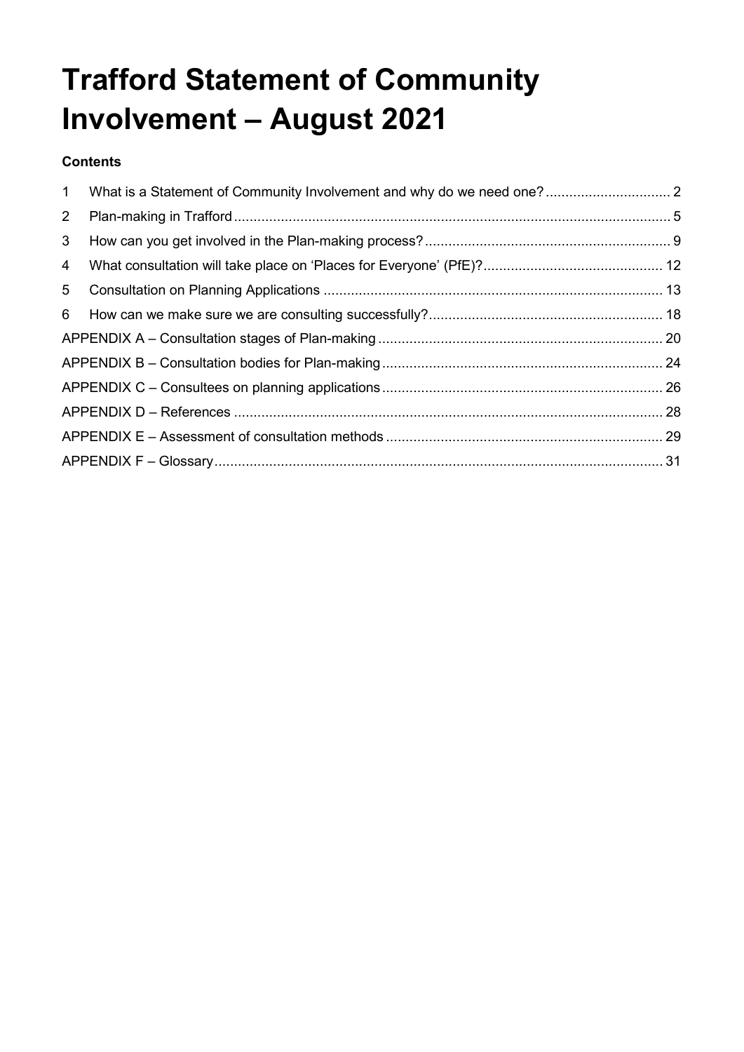# Trafford Statement of Community Involvement – August 2021

**Contents**

1 What is a Statement of Community Involvement and why do we need one? ................................ 2
2 Plan-making in Trafford ................................................................................................................ 5
3 How can you get involved in the Plan-making process? ............................................................... 9
4 What consultation will take place on 'Places for Everyone' (PfE)? .............................................. 12
5 Consultation on Planning Applications ....................................................................................... 13
6 How can we make sure we are consulting successfully? ............................................................ 18
APPENDIX A – Consultation stages of Plan-making ......................................................................... 20
APPENDIX B – Consultation bodies for Plan-making ........................................................................ 24
APPENDIX C – Consultees on planning applications ........................................................................ 26
APPENDIX D – References .............................................................................................................. 28
APPENDIX E – Assessment of consultation methods ....................................................................... 29
APPENDIX F – Glossary ................................................................................................................... 31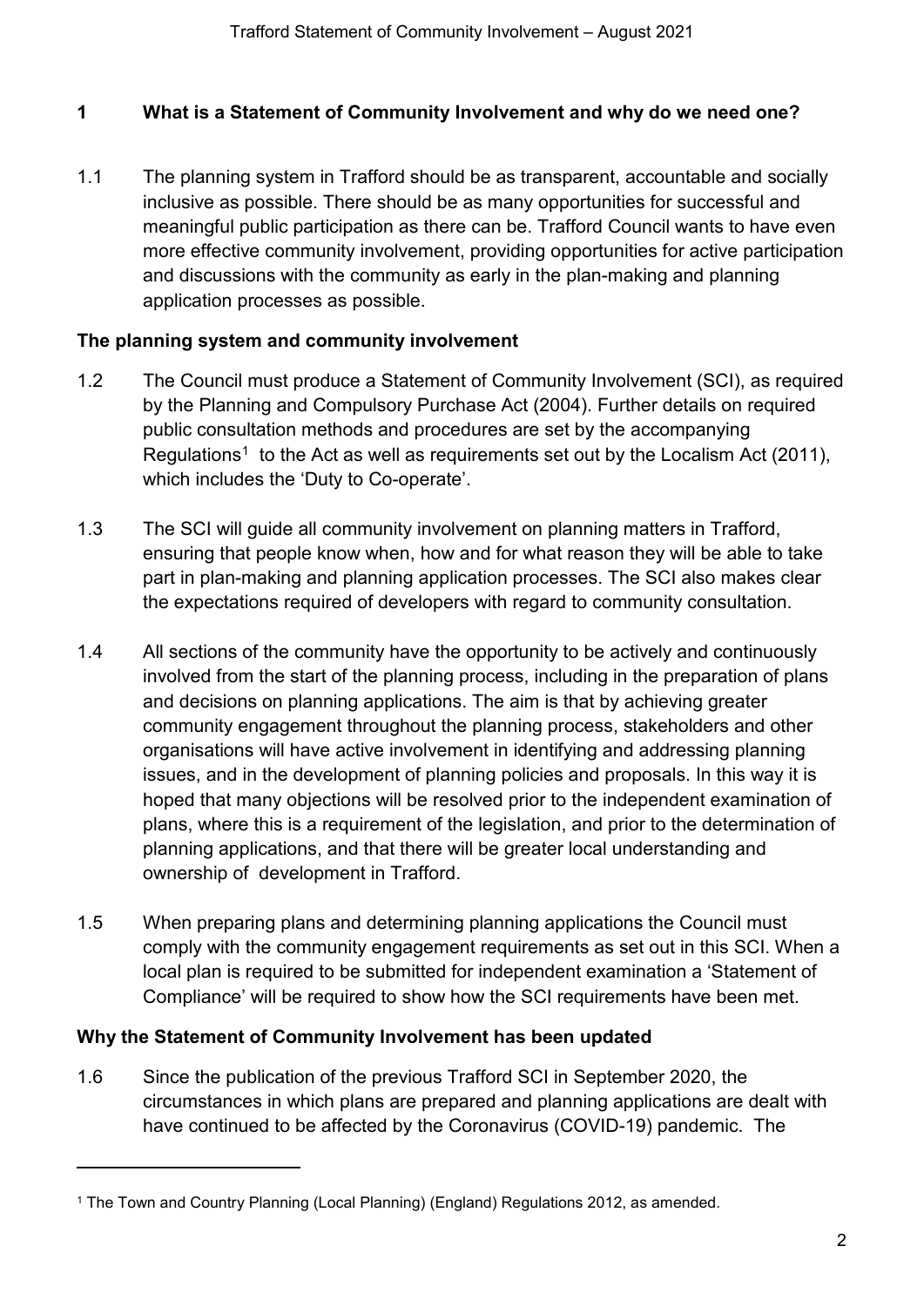## 1 What is a Statement of Community Involvement and why do we need one?

1.1 The planning system in Trafford should be as transparent, accountable and socially inclusive as possible. There should be as many opportunities for successful and meaningful public participation as there can be. Trafford Council wants to have even more effective community involvement, providing opportunities for active participation and discussions with the community as early in the plan-making and planning application processes as possible.

### The planning system and community involvement

1.2 The Council must produce a Statement of Community Involvement (SCI), as required by the Planning and Compulsory Purchase Act (2004). Further details on required public consultation methods and procedures are set by the accompanying Regulations[1] to the Act as well as requirements set out by the Localism Act (2011), which includes the 'Duty to Co-operate'.

1.3 The SCI will guide all community involvement on planning matters in Trafford, ensuring that people know when, how and for what reason they will be able to take part in plan-making and planning application processes. The SCI also makes clear the expectations required of developers with regard to community consultation.

1.4 All sections of the community have the opportunity to be actively and continuously involved from the start of the planning process, including in the preparation of plans and decisions on planning applications. The aim is that by achieving greater community engagement throughout the planning process, stakeholders and other organisations will have active involvement in identifying and addressing planning issues, and in the development of planning policies and proposals. In this way it is hoped that many objections will be resolved prior to the independent examination of plans, where this is a requirement of the legislation, and prior to the determination of planning applications, and that there will be greater local understanding and ownership of development in Trafford.

1.5 When preparing plans and determining planning applications the Council must comply with the community engagement requirements as set out in this SCI. When a local plan is required to be submitted for independent examination a 'Statement of Compliance' will be required to show how the SCI requirements have been met.

### Why the Statement of Community Involvement has been updated

1.6 Since the publication of the previous Trafford SCI in September 2020, the circumstances in which plans are prepared and planning applications are dealt with have continued to be affected by the Coronavirus (COVID-19) pandemic. The

---

[1] The Town and Country Planning (Local Planning) (England) Regulations 2012, as amended.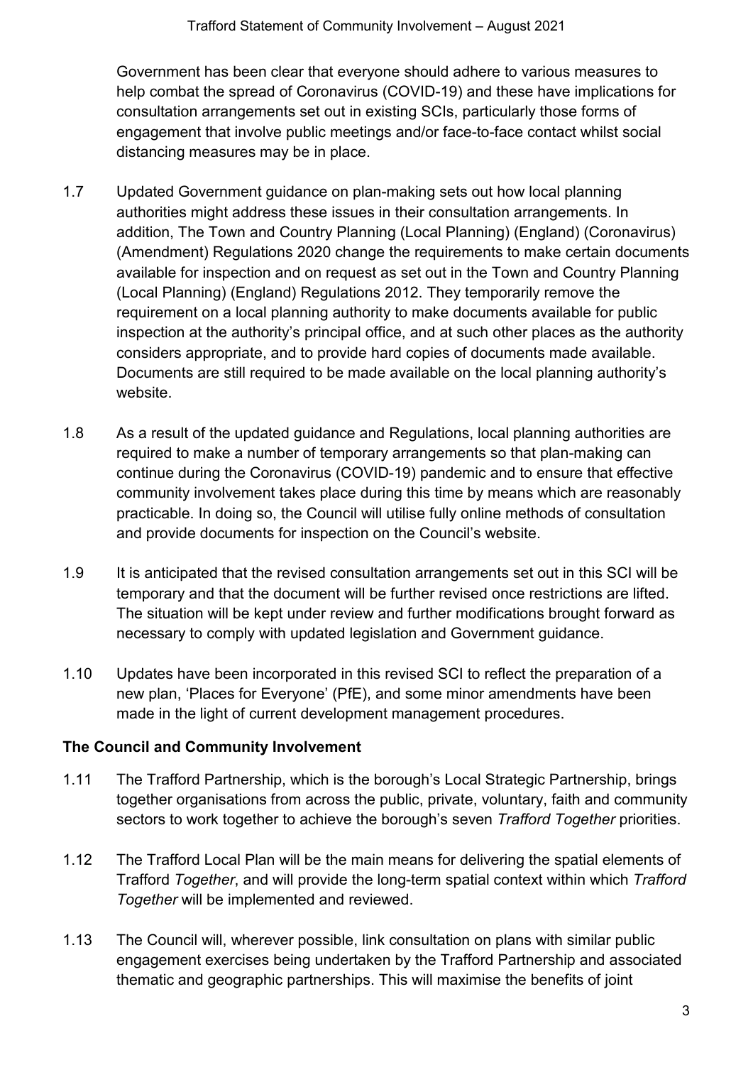Government has been clear that everyone should adhere to various measures to help combat the spread of Coronavirus (COVID-19) and these have implications for consultation arrangements set out in existing SCIs, particularly those forms of engagement that involve public meetings and/or face-to-face contact whilst social distancing measures may be in place.

1.7 Updated Government guidance on plan-making sets out how local planning authorities might address these issues in their consultation arrangements. In addition, The Town and Country Planning (Local Planning) (England) (Coronavirus) (Amendment) Regulations 2020 change the requirements to make certain documents available for inspection and on request as set out in the Town and Country Planning (Local Planning) (England) Regulations 2012. They temporarily remove the requirement on a local planning authority to make documents available for public inspection at the authority's principal office, and at such other places as the authority considers appropriate, and to provide hard copies of documents made available. Documents are still required to be made available on the local planning authority's website.

1.8 As a result of the updated guidance and Regulations, local planning authorities are required to make a number of temporary arrangements so that plan-making can continue during the Coronavirus (COVID-19) pandemic and to ensure that effective community involvement takes place during this time by means which are reasonably practicable. In doing so, the Council will utilise fully online methods of consultation and provide documents for inspection on the Council's website.

1.9 It is anticipated that the revised consultation arrangements set out in this SCI will be temporary and that the document will be further revised once restrictions are lifted. The situation will be kept under review and further modifications brought forward as necessary to comply with updated legislation and Government guidance.

1.10 Updates have been incorporated in this revised SCI to reflect the preparation of a new plan, 'Places for Everyone' (PfE), and some minor amendments have been made in the light of current development management procedures.

### The Council and Community Involvement

1.11 The Trafford Partnership, which is the borough's Local Strategic Partnership, brings together organisations from across the public, private, voluntary, faith and community sectors to work together to achieve the borough's seven *Trafford Together* priorities.

1.12 The Trafford Local Plan will be the main means for delivering the spatial elements of Trafford *Together*, and will provide the long-term spatial context within which *Trafford Together* will be implemented and reviewed.

1.13 The Council will, wherever possible, link consultation on plans with similar public engagement exercises being undertaken by the Trafford Partnership and associated thematic and geographic partnerships. This will maximise the benefits of joint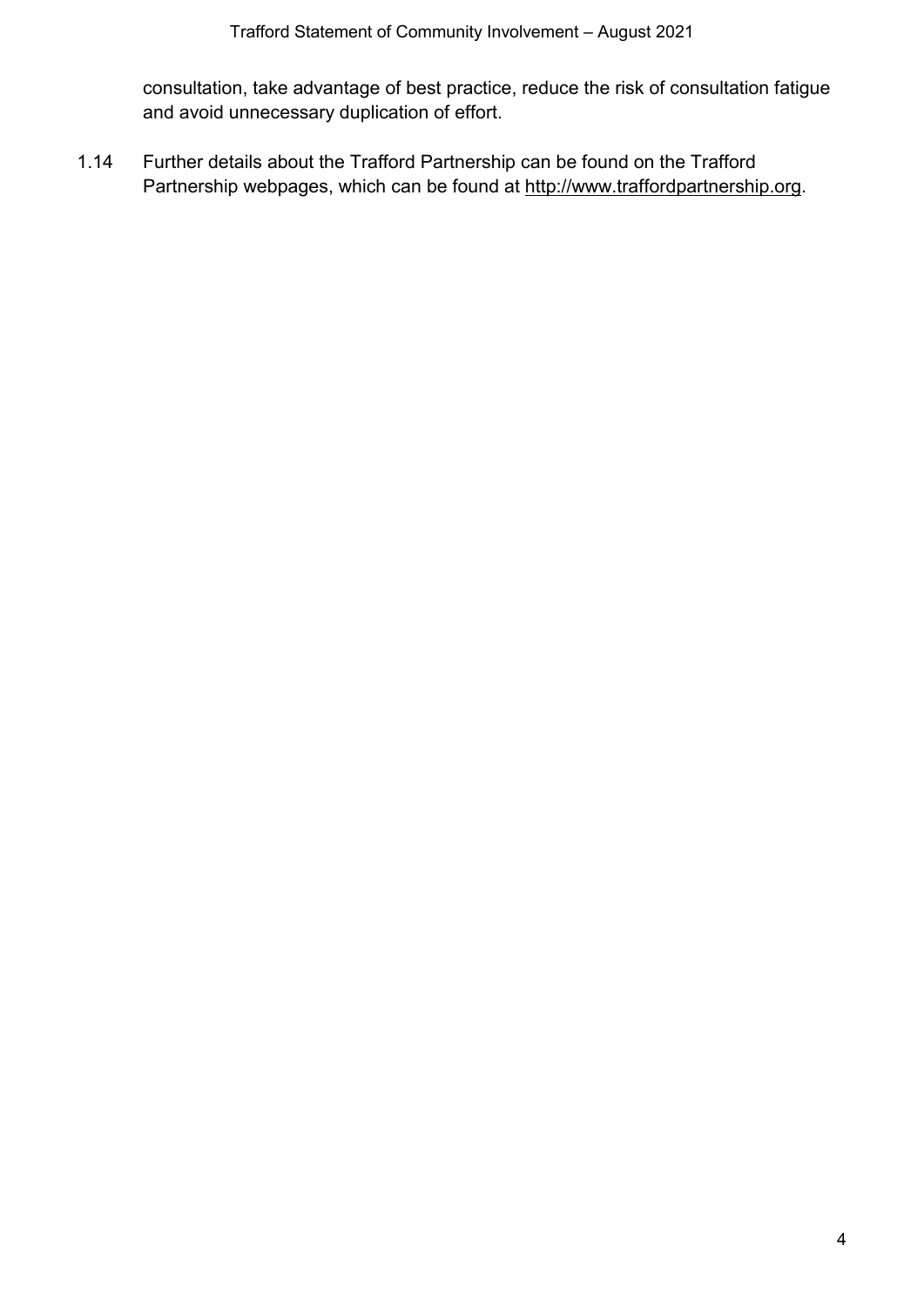consultation, take advantage of best practice, reduce the risk of consultation fatigue and avoid unnecessary duplication of effort.

1.14 Further details about the Trafford Partnership can be found on the Trafford Partnership webpages, which can be found at http://www.traffordpartnership.org.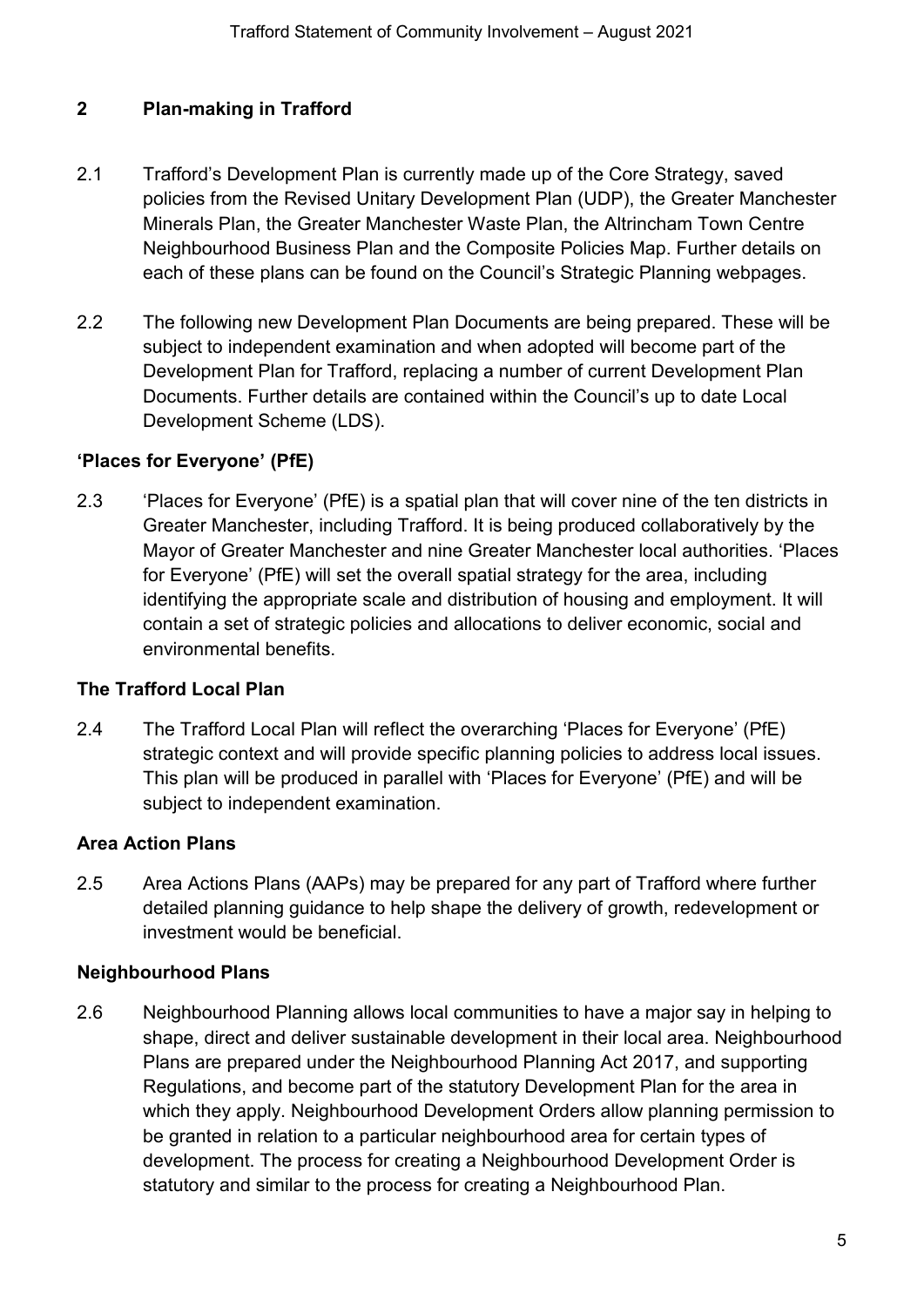## 2 Plan-making in Trafford

2.1 Trafford's Development Plan is currently made up of the Core Strategy, saved policies from the Revised Unitary Development Plan (UDP), the Greater Manchester Minerals Plan, the Greater Manchester Waste Plan, the Altrincham Town Centre Neighbourhood Business Plan and the Composite Policies Map. Further details on each of these plans can be found on the Council's Strategic Planning webpages.

2.2 The following new Development Plan Documents are being prepared. These will be subject to independent examination and when adopted will become part of the Development Plan for Trafford, replacing a number of current Development Plan Documents. Further details are contained within the Council's up to date Local Development Scheme (LDS).

### 'Places for Everyone' (PfE)

2.3 'Places for Everyone' (PfE) is a spatial plan that will cover nine of the ten districts in Greater Manchester, including Trafford. It is being produced collaboratively by the Mayor of Greater Manchester and nine Greater Manchester local authorities. 'Places for Everyone' (PfE) will set the overall spatial strategy for the area, including identifying the appropriate scale and distribution of housing and employment. It will contain a set of strategic policies and allocations to deliver economic, social and environmental benefits.

### The Trafford Local Plan

2.4 The Trafford Local Plan will reflect the overarching 'Places for Everyone' (PfE) strategic context and will provide specific planning policies to address local issues. This plan will be produced in parallel with 'Places for Everyone' (PfE) and will be subject to independent examination.

### Area Action Plans

2.5 Area Actions Plans (AAPs) may be prepared for any part of Trafford where further detailed planning guidance to help shape the delivery of growth, redevelopment or investment would be beneficial.

### Neighbourhood Plans

2.6 Neighbourhood Planning allows local communities to have a major say in helping to shape, direct and deliver sustainable development in their local area. Neighbourhood Plans are prepared under the Neighbourhood Planning Act 2017, and supporting Regulations, and become part of the statutory Development Plan for the area in which they apply. Neighbourhood Development Orders allow planning permission to be granted in relation to a particular neighbourhood area for certain types of development. The process for creating a Neighbourhood Development Order is statutory and similar to the process for creating a Neighbourhood Plan.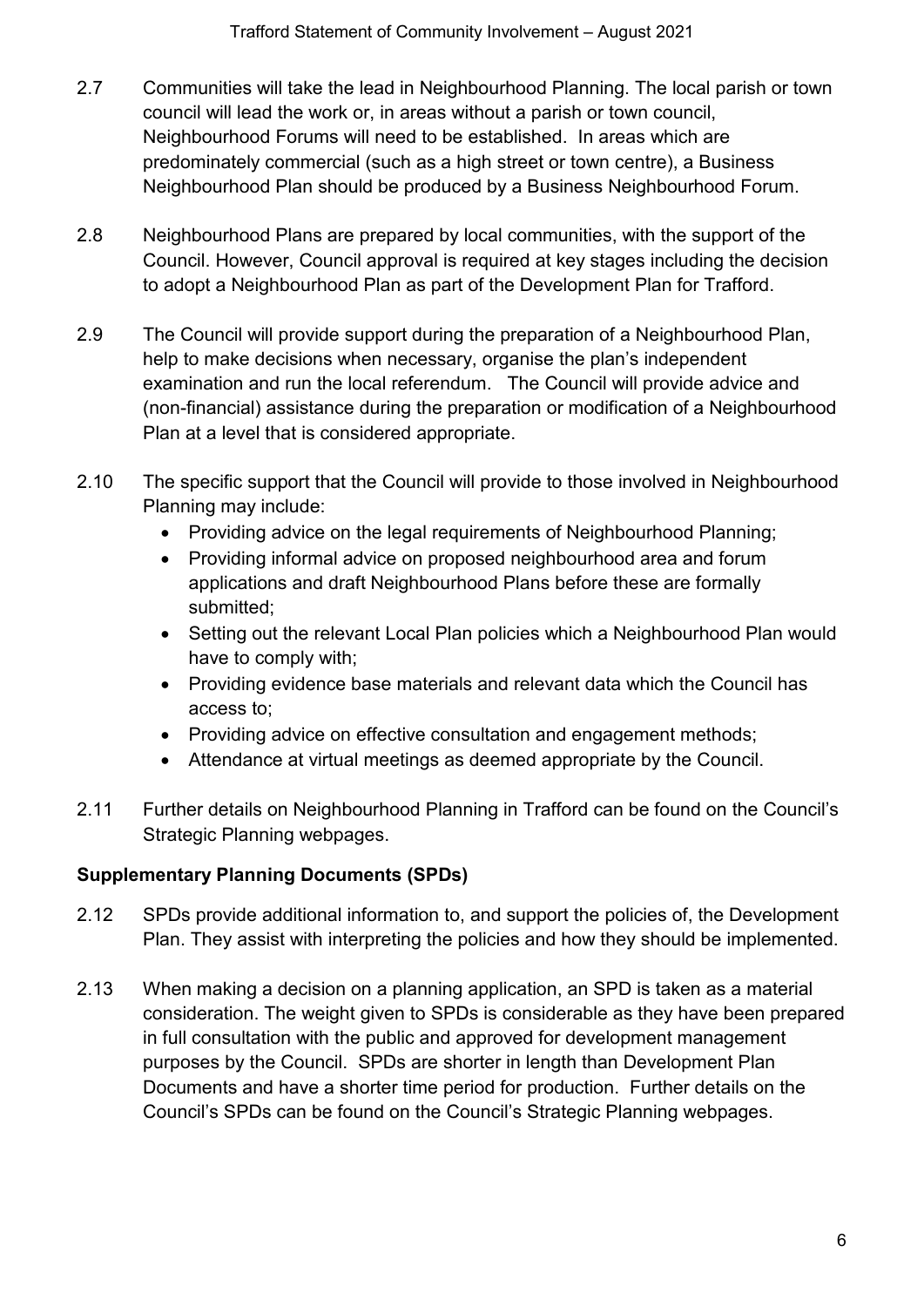2.7 Communities will take the lead in Neighbourhood Planning. The local parish or town council will lead the work or, in areas without a parish or town council, Neighbourhood Forums will need to be established. In areas which are predominately commercial (such as a high street or town centre), a Business Neighbourhood Plan should be produced by a Business Neighbourhood Forum.

2.8 Neighbourhood Plans are prepared by local communities, with the support of the Council. However, Council approval is required at key stages including the decision to adopt a Neighbourhood Plan as part of the Development Plan for Trafford.

2.9 The Council will provide support during the preparation of a Neighbourhood Plan, help to make decisions when necessary, organise the plan's independent examination and run the local referendum. The Council will provide advice and (non-financial) assistance during the preparation or modification of a Neighbourhood Plan at a level that is considered appropriate.

2.10 The specific support that the Council will provide to those involved in Neighbourhood Planning may include:

- Providing advice on the legal requirements of Neighbourhood Planning;
- Providing informal advice on proposed neighbourhood area and forum applications and draft Neighbourhood Plans before these are formally submitted;
- Setting out the relevant Local Plan policies which a Neighbourhood Plan would have to comply with;
- Providing evidence base materials and relevant data which the Council has access to;
- Providing advice on effective consultation and engagement methods;
- Attendance at virtual meetings as deemed appropriate by the Council.

2.11 Further details on Neighbourhood Planning in Trafford can be found on the Council's Strategic Planning webpages.

### Supplementary Planning Documents (SPDs)

2.12 SPDs provide additional information to, and support the policies of, the Development Plan. They assist with interpreting the policies and how they should be implemented.

2.13 When making a decision on a planning application, an SPD is taken as a material consideration. The weight given to SPDs is considerable as they have been prepared in full consultation with the public and approved for development management purposes by the Council. SPDs are shorter in length than Development Plan Documents and have a shorter time period for production. Further details on the Council's SPDs can be found on the Council's Strategic Planning webpages.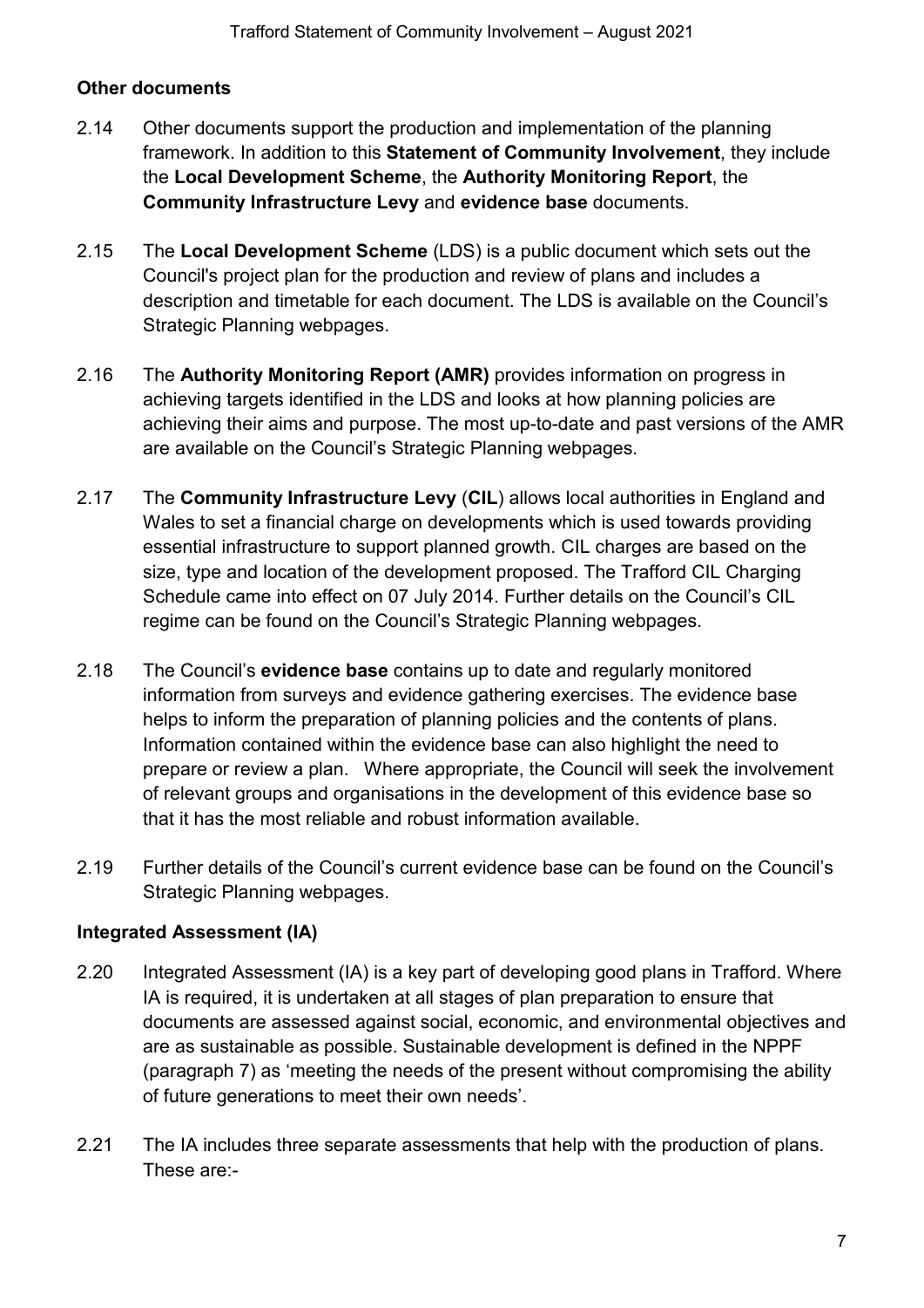**Other documents**

2.14 Other documents support the production and implementation of the planning framework. In addition to this **Statement of Community Involvement**, they include the **Local Development Scheme**, the **Authority Monitoring Report**, the **Community Infrastructure Levy** and **evidence base** documents.

2.15 The **Local Development Scheme** (LDS) is a public document which sets out the Council's project plan for the production and review of plans and includes a description and timetable for each document. The LDS is available on the Council's Strategic Planning webpages.

2.16 The **Authority Monitoring Report (AMR)** provides information on progress in achieving targets identified in the LDS and looks at how planning policies are achieving their aims and purpose. The most up-to-date and past versions of the AMR are available on the Council's Strategic Planning webpages.

2.17 The **Community Infrastructure Levy** (**CIL**) allows local authorities in England and Wales to set a financial charge on developments which is used towards providing essential infrastructure to support planned growth. CIL charges are based on the size, type and location of the development proposed. The Trafford CIL Charging Schedule came into effect on 07 July 2014. Further details on the Council's CIL regime can be found on the Council's Strategic Planning webpages.

2.18 The Council's **evidence base** contains up to date and regularly monitored information from surveys and evidence gathering exercises. The evidence base helps to inform the preparation of planning policies and the contents of plans. Information contained within the evidence base can also highlight the need to prepare or review a plan. Where appropriate, the Council will seek the involvement of relevant groups and organisations in the development of this evidence base so that it has the most reliable and robust information available.

2.19 Further details of the Council's current evidence base can be found on the Council's Strategic Planning webpages.

**Integrated Assessment (IA)**

2.20 Integrated Assessment (IA) is a key part of developing good plans in Trafford. Where IA is required, it is undertaken at all stages of plan preparation to ensure that documents are assessed against social, economic, and environmental objectives and are as sustainable as possible. Sustainable development is defined in the NPPF (paragraph 7) as 'meeting the needs of the present without compromising the ability of future generations to meet their own needs'.

2.21 The IA includes three separate assessments that help with the production of plans. These are:-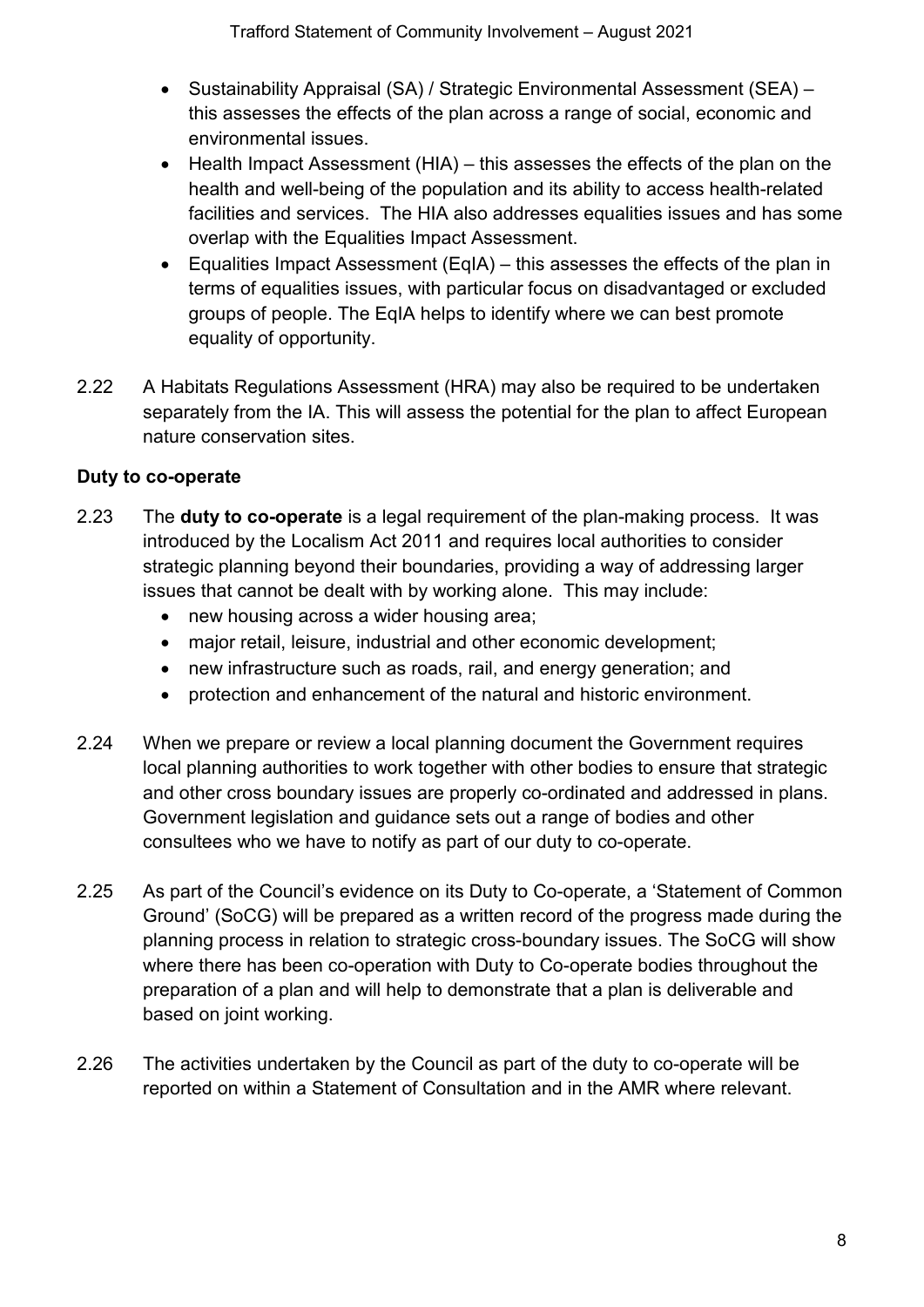- Sustainability Appraisal (SA) / Strategic Environmental Assessment (SEA) – this assesses the effects of the plan across a range of social, economic and environmental issues.
- Health Impact Assessment (HIA) – this assesses the effects of the plan on the health and well-being of the population and its ability to access health-related facilities and services. The HIA also addresses equalities issues and has some overlap with the Equalities Impact Assessment.
- Equalities Impact Assessment (EqIA) – this assesses the effects of the plan in terms of equalities issues, with particular focus on disadvantaged or excluded groups of people. The EqIA helps to identify where we can best promote equality of opportunity.

2.22 A Habitats Regulations Assessment (HRA) may also be required to be undertaken separately from the IA. This will assess the potential for the plan to affect European nature conservation sites.

**Duty to co-operate**

2.23 The **duty to co-operate** is a legal requirement of the plan-making process. It was introduced by the Localism Act 2011 and requires local authorities to consider strategic planning beyond their boundaries, providing a way of addressing larger issues that cannot be dealt with by working alone. This may include:

- new housing across a wider housing area;
- major retail, leisure, industrial and other economic development;
- new infrastructure such as roads, rail, and energy generation; and
- protection and enhancement of the natural and historic environment.

2.24 When we prepare or review a local planning document the Government requires local planning authorities to work together with other bodies to ensure that strategic and other cross boundary issues are properly co-ordinated and addressed in plans. Government legislation and guidance sets out a range of bodies and other consultees who we have to notify as part of our duty to co-operate.

2.25 As part of the Council's evidence on its Duty to Co-operate, a 'Statement of Common Ground' (SoCG) will be prepared as a written record of the progress made during the planning process in relation to strategic cross-boundary issues. The SoCG will show where there has been co-operation with Duty to Co-operate bodies throughout the preparation of a plan and will help to demonstrate that a plan is deliverable and based on joint working.

2.26 The activities undertaken by the Council as part of the duty to co-operate will be reported on within a Statement of Consultation and in the AMR where relevant.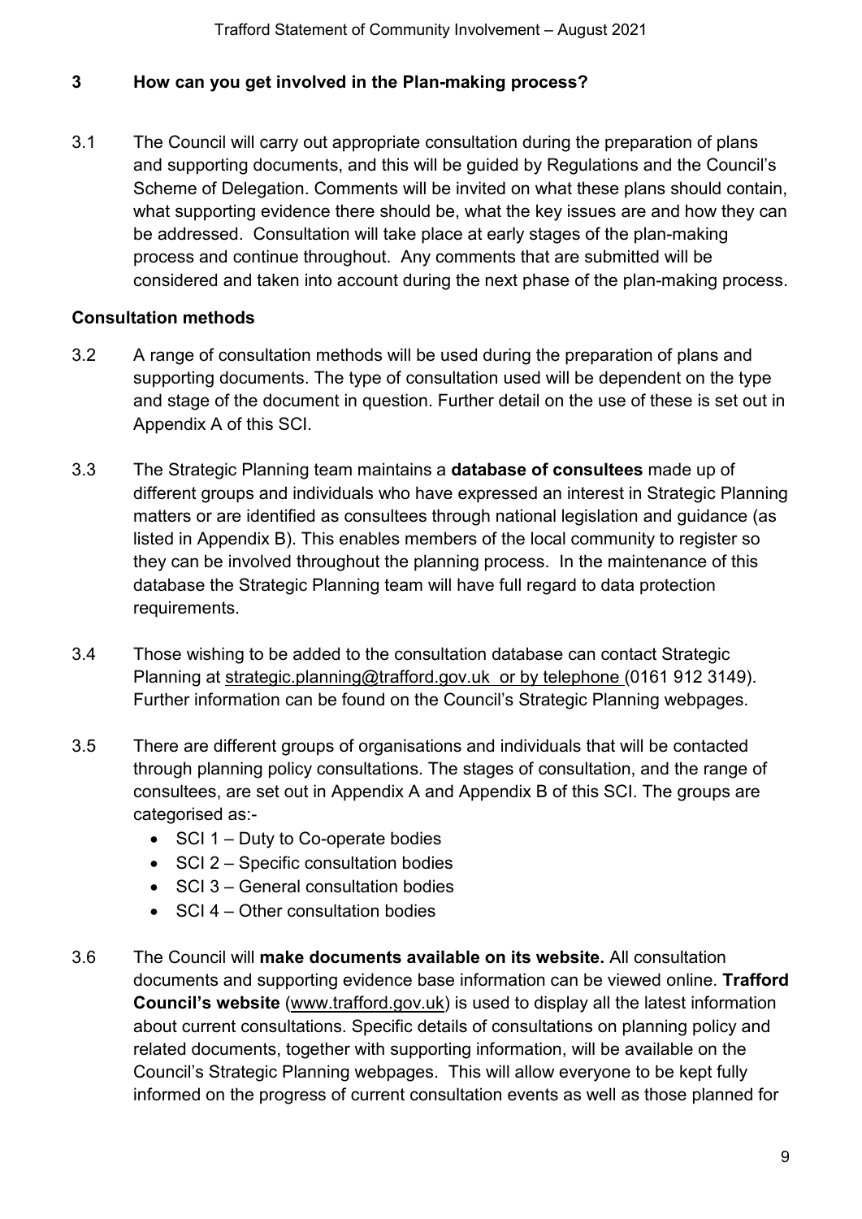## 3 How can you get involved in the Plan-making process?

3.1 The Council will carry out appropriate consultation during the preparation of plans and supporting documents, and this will be guided by Regulations and the Council's Scheme of Delegation. Comments will be invited on what these plans should contain, what supporting evidence there should be, what the key issues are and how they can be addressed. Consultation will take place at early stages of the plan-making process and continue throughout. Any comments that are submitted will be considered and taken into account during the next phase of the plan-making process.

### Consultation methods

3.2 A range of consultation methods will be used during the preparation of plans and supporting documents. The type of consultation used will be dependent on the type and stage of the document in question. Further detail on the use of these is set out in Appendix A of this SCI.

3.3 The Strategic Planning team maintains a **database of consultees** made up of different groups and individuals who have expressed an interest in Strategic Planning matters or are identified as consultees through national legislation and guidance (as listed in Appendix B). This enables members of the local community to register so they can be involved throughout the planning process. In the maintenance of this database the Strategic Planning team will have full regard to data protection requirements.

3.4 Those wishing to be added to the consultation database can contact Strategic Planning at strategic.planning@trafford.gov.uk or by telephone (0161 912 3149). Further information can be found on the Council's Strategic Planning webpages.

3.5 There are different groups of organisations and individuals that will be contacted through planning policy consultations. The stages of consultation, and the range of consultees, are set out in Appendix A and Appendix B of this SCI. The groups are categorised as:-

- SCI 1 – Duty to Co-operate bodies
- SCI 2 – Specific consultation bodies
- SCI 3 – General consultation bodies
- SCI 4 – Other consultation bodies

3.6 The Council will **make documents available on its website.** All consultation documents and supporting evidence base information can be viewed online. **Trafford Council's website** (www.trafford.gov.uk) is used to display all the latest information about current consultations. Specific details of consultations on planning policy and related documents, together with supporting information, will be available on the Council's Strategic Planning webpages. This will allow everyone to be kept fully informed on the progress of current consultation events as well as those planned for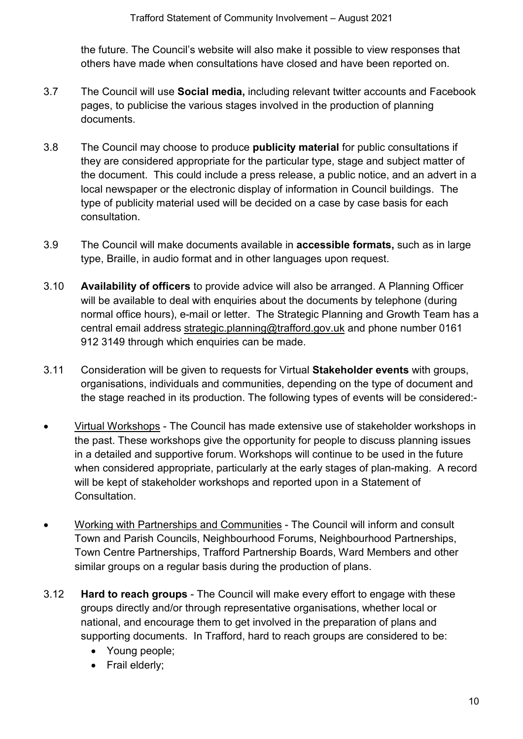the future. The Council's website will also make it possible to view responses that others have made when consultations have closed and have been reported on.

3.7 The Council will use **Social media,** including relevant twitter accounts and Facebook pages, to publicise the various stages involved in the production of planning documents.

3.8 The Council may choose to produce **publicity material** for public consultations if they are considered appropriate for the particular type, stage and subject matter of the document. This could include a press release, a public notice, and an advert in a local newspaper or the electronic display of information in Council buildings. The type of publicity material used will be decided on a case by case basis for each consultation.

3.9 The Council will make documents available in **accessible formats,** such as in large type, Braille, in audio format and in other languages upon request.

3.10 **Availability of officers** to provide advice will also be arranged. A Planning Officer will be available to deal with enquiries about the documents by telephone (during normal office hours), e-mail or letter. The Strategic Planning and Growth Team has a central email address strategic.planning@trafford.gov.uk and phone number 0161 912 3149 through which enquiries can be made.

3.11 Consideration will be given to requests for Virtual **Stakeholder events** with groups, organisations, individuals and communities, depending on the type of document and the stage reached in its production. The following types of events will be considered:-

- Virtual Workshops - The Council has made extensive use of stakeholder workshops in the past. These workshops give the opportunity for people to discuss planning issues in a detailed and supportive forum. Workshops will continue to be used in the future when considered appropriate, particularly at the early stages of plan-making. A record will be kept of stakeholder workshops and reported upon in a Statement of Consultation.
- Working with Partnerships and Communities - The Council will inform and consult Town and Parish Councils, Neighbourhood Forums, Neighbourhood Partnerships, Town Centre Partnerships, Trafford Partnership Boards, Ward Members and other similar groups on a regular basis during the production of plans.

3.12 **Hard to reach groups** - The Council will make every effort to engage with these groups directly and/or through representative organisations, whether local or national, and encourage them to get involved in the preparation of plans and supporting documents. In Trafford, hard to reach groups are considered to be:

- Young people;
- Frail elderly;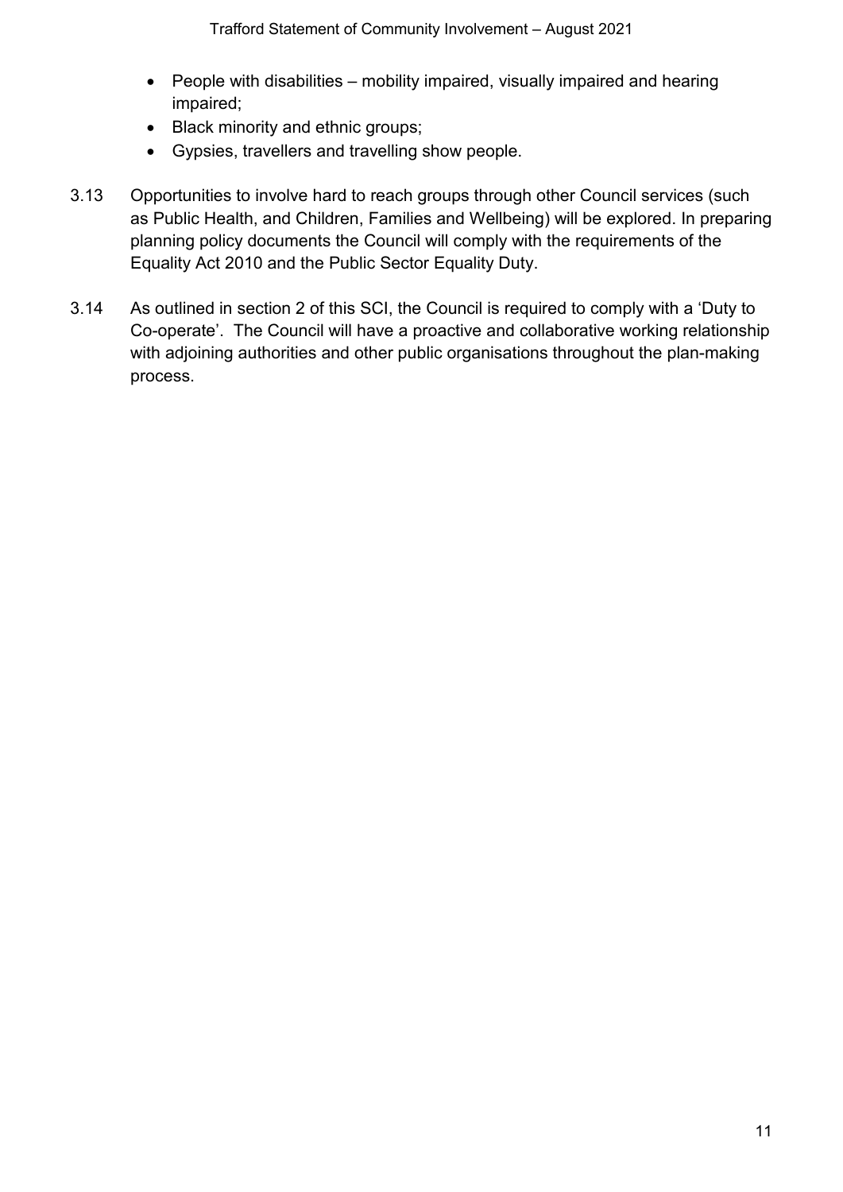- People with disabilities – mobility impaired, visually impaired and hearing impaired;
- Black minority and ethnic groups;
- Gypsies, travellers and travelling show people.

3.13 Opportunities to involve hard to reach groups through other Council services (such as Public Health, and Children, Families and Wellbeing) will be explored. In preparing planning policy documents the Council will comply with the requirements of the Equality Act 2010 and the Public Sector Equality Duty.

3.14 As outlined in section 2 of this SCI, the Council is required to comply with a 'Duty to Co-operate'. The Council will have a proactive and collaborative working relationship with adjoining authorities and other public organisations throughout the plan-making process.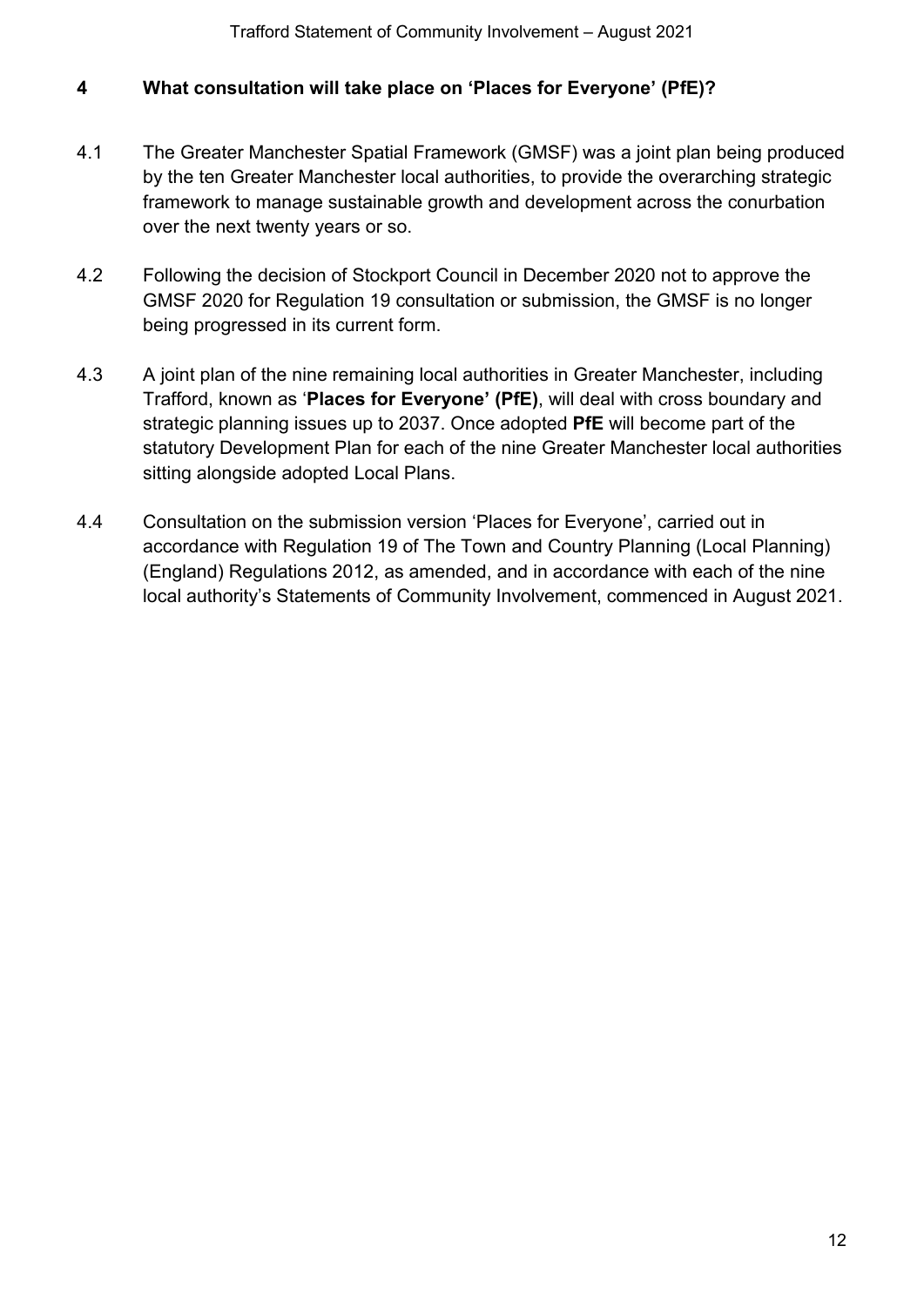## 4 What consultation will take place on 'Places for Everyone' (PfE)?

4.1 The Greater Manchester Spatial Framework (GMSF) was a joint plan being produced by the ten Greater Manchester local authorities, to provide the overarching strategic framework to manage sustainable growth and development across the conurbation over the next twenty years or so.

4.2 Following the decision of Stockport Council in December 2020 not to approve the GMSF 2020 for Regulation 19 consultation or submission, the GMSF is no longer being progressed in its current form.

4.3 A joint plan of the nine remaining local authorities in Greater Manchester, including Trafford, known as '**Places for Everyone' (PfE)**, will deal with cross boundary and strategic planning issues up to 2037. Once adopted **PfE** will become part of the statutory Development Plan for each of the nine Greater Manchester local authorities sitting alongside adopted Local Plans.

4.4 Consultation on the submission version 'Places for Everyone', carried out in accordance with Regulation 19 of The Town and Country Planning (Local Planning) (England) Regulations 2012, as amended, and in accordance with each of the nine local authority's Statements of Community Involvement, commenced in August 2021.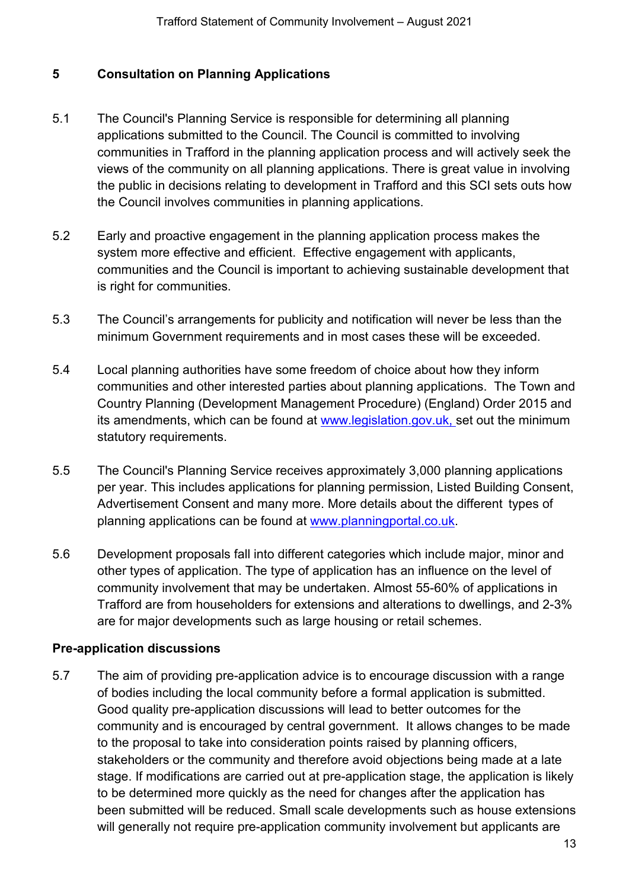## 5 Consultation on Planning Applications

5.1 The Council's Planning Service is responsible for determining all planning applications submitted to the Council. The Council is committed to involving communities in Trafford in the planning application process and will actively seek the views of the community on all planning applications. There is great value in involving the public in decisions relating to development in Trafford and this SCI sets outs how the Council involves communities in planning applications.

5.2 Early and proactive engagement in the planning application process makes the system more effective and efficient. Effective engagement with applicants, communities and the Council is important to achieving sustainable development that is right for communities.

5.3 The Council's arrangements for publicity and notification will never be less than the minimum Government requirements and in most cases these will be exceeded.

5.4 Local planning authorities have some freedom of choice about how they inform communities and other interested parties about planning applications. The Town and Country Planning (Development Management Procedure) (England) Order 2015 and its amendments, which can be found at [www.legislation.gov.uk,](http://www.legislation.gov.uk) set out the minimum statutory requirements.

5.5 The Council's Planning Service receives approximately 3,000 planning applications per year. This includes applications for planning permission, Listed Building Consent, Advertisement Consent and many more. More details about the different types of planning applications can be found at [www.planningportal.co.uk](http://www.planningportal.co.uk).

5.6 Development proposals fall into different categories which include major, minor and other types of application. The type of application has an influence on the level of community involvement that may be undertaken. Almost 55-60% of applications in Trafford are from householders for extensions and alterations to dwellings, and 2-3% are for major developments such as large housing or retail schemes.

### Pre-application discussions

5.7 The aim of providing pre-application advice is to encourage discussion with a range of bodies including the local community before a formal application is submitted. Good quality pre-application discussions will lead to better outcomes for the community and is encouraged by central government. It allows changes to be made to the proposal to take into consideration points raised by planning officers, stakeholders or the community and therefore avoid objections being made at a late stage. If modifications are carried out at pre-application stage, the application is likely to be determined more quickly as the need for changes after the application has been submitted will be reduced. Small scale developments such as house extensions will generally not require pre-application community involvement but applicants are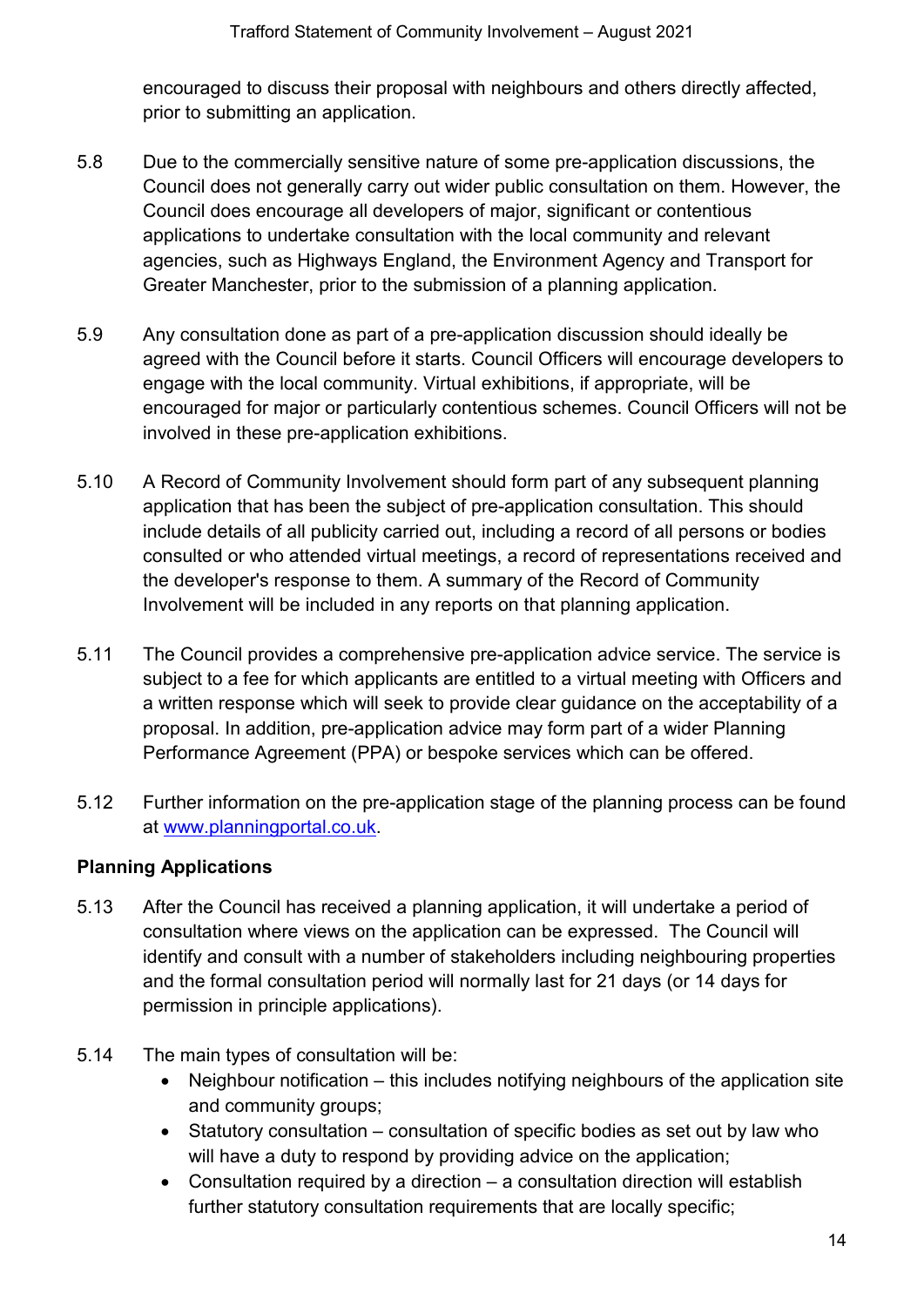encouraged to discuss their proposal with neighbours and others directly affected, prior to submitting an application.

5.8 Due to the commercially sensitive nature of some pre-application discussions, the Council does not generally carry out wider public consultation on them. However, the Council does encourage all developers of major, significant or contentious applications to undertake consultation with the local community and relevant agencies, such as Highways England, the Environment Agency and Transport for Greater Manchester, prior to the submission of a planning application.

5.9 Any consultation done as part of a pre-application discussion should ideally be agreed with the Council before it starts. Council Officers will encourage developers to engage with the local community. Virtual exhibitions, if appropriate, will be encouraged for major or particularly contentious schemes. Council Officers will not be involved in these pre-application exhibitions.

5.10 A Record of Community Involvement should form part of any subsequent planning application that has been the subject of pre-application consultation. This should include details of all publicity carried out, including a record of all persons or bodies consulted or who attended virtual meetings, a record of representations received and the developer's response to them. A summary of the Record of Community Involvement will be included in any reports on that planning application.

5.11 The Council provides a comprehensive pre-application advice service. The service is subject to a fee for which applicants are entitled to a virtual meeting with Officers and a written response which will seek to provide clear guidance on the acceptability of a proposal. In addition, pre-application advice may form part of a wider Planning Performance Agreement (PPA) or bespoke services which can be offered.

5.12 Further information on the pre-application stage of the planning process can be found at [www.planningportal.co.uk](http://www.planningportal.co.uk).

### Planning Applications

5.13 After the Council has received a planning application, it will undertake a period of consultation where views on the application can be expressed. The Council will identify and consult with a number of stakeholders including neighbouring properties and the formal consultation period will normally last for 21 days (or 14 days for permission in principle applications).

5.14 The main types of consultation will be:

- Neighbour notification – this includes notifying neighbours of the application site and community groups;
- Statutory consultation – consultation of specific bodies as set out by law who will have a duty to respond by providing advice on the application;
- Consultation required by a direction – a consultation direction will establish further statutory consultation requirements that are locally specific;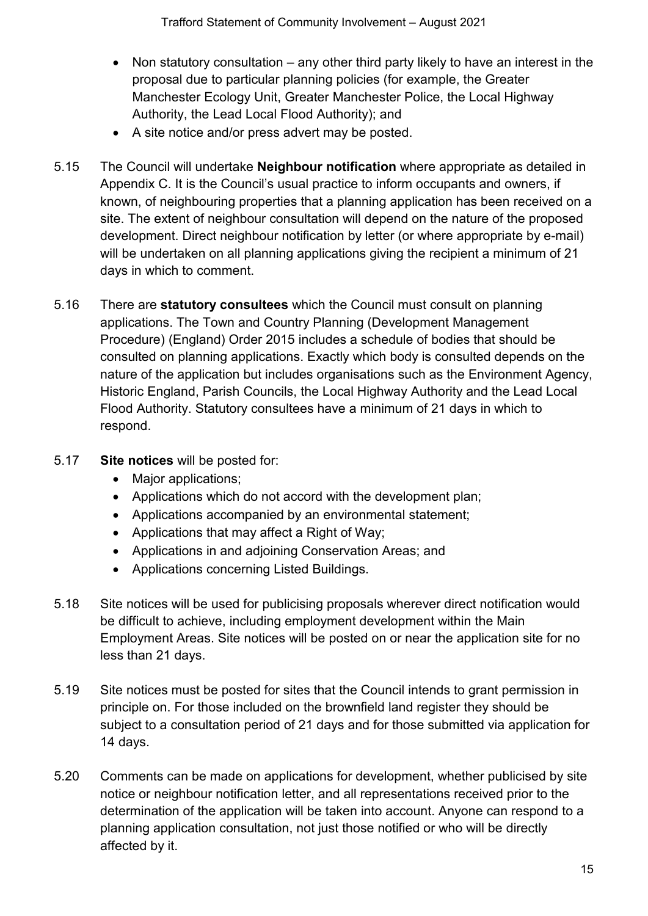- Non statutory consultation – any other third party likely to have an interest in the proposal due to particular planning policies (for example, the Greater Manchester Ecology Unit, Greater Manchester Police, the Local Highway Authority, the Lead Local Flood Authority); and
- A site notice and/or press advert may be posted.

5.15 The Council will undertake **Neighbour notification** where appropriate as detailed in Appendix C. It is the Council's usual practice to inform occupants and owners, if known, of neighbouring properties that a planning application has been received on a site. The extent of neighbour consultation will depend on the nature of the proposed development. Direct neighbour notification by letter (or where appropriate by e-mail) will be undertaken on all planning applications giving the recipient a minimum of 21 days in which to comment.

5.16 There are **statutory consultees** which the Council must consult on planning applications. The Town and Country Planning (Development Management Procedure) (England) Order 2015 includes a schedule of bodies that should be consulted on planning applications. Exactly which body is consulted depends on the nature of the application but includes organisations such as the Environment Agency, Historic England, Parish Councils, the Local Highway Authority and the Lead Local Flood Authority. Statutory consultees have a minimum of 21 days in which to respond.

5.17 **Site notices** will be posted for:

- Major applications;
- Applications which do not accord with the development plan;
- Applications accompanied by an environmental statement;
- Applications that may affect a Right of Way;
- Applications in and adjoining Conservation Areas; and
- Applications concerning Listed Buildings.

5.18 Site notices will be used for publicising proposals wherever direct notification would be difficult to achieve, including employment development within the Main Employment Areas. Site notices will be posted on or near the application site for no less than 21 days.

5.19 Site notices must be posted for sites that the Council intends to grant permission in principle on. For those included on the brownfield land register they should be subject to a consultation period of 21 days and for those submitted via application for 14 days.

5.20 Comments can be made on applications for development, whether publicised by site notice or neighbour notification letter, and all representations received prior to the determination of the application will be taken into account. Anyone can respond to a planning application consultation, not just those notified or who will be directly affected by it.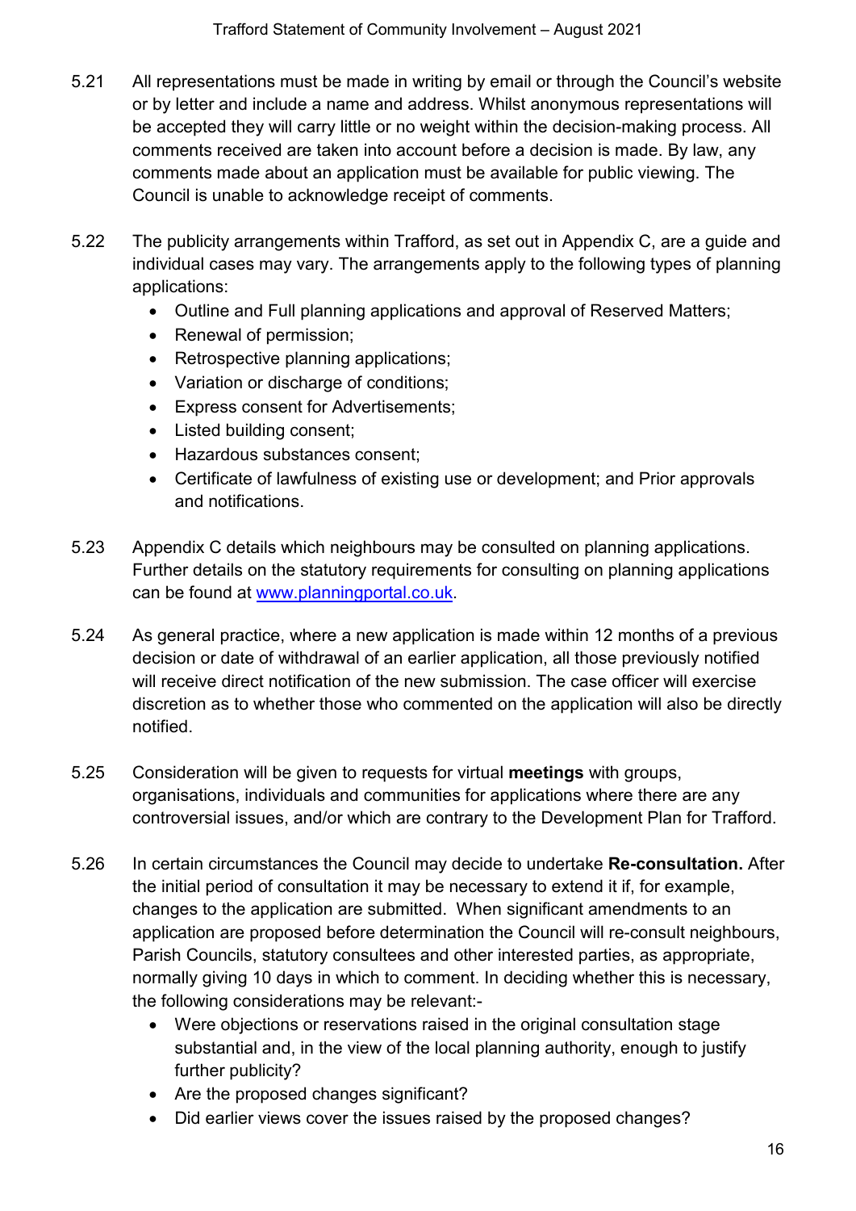5.21 All representations must be made in writing by email or through the Council's website or by letter and include a name and address. Whilst anonymous representations will be accepted they will carry little or no weight within the decision-making process. All comments received are taken into account before a decision is made. By law, any comments made about an application must be available for public viewing. The Council is unable to acknowledge receipt of comments.

5.22 The publicity arrangements within Trafford, as set out in Appendix C, are a guide and individual cases may vary. The arrangements apply to the following types of planning applications:

- Outline and Full planning applications and approval of Reserved Matters;
- Renewal of permission;
- Retrospective planning applications;
- Variation or discharge of conditions;
- Express consent for Advertisements;
- Listed building consent;
- Hazardous substances consent;
- Certificate of lawfulness of existing use or development; and Prior approvals and notifications.

5.23 Appendix C details which neighbours may be consulted on planning applications. Further details on the statutory requirements for consulting on planning applications can be found at [www.planningportal.co.uk](http://www.planningportal.co.uk).

5.24 As general practice, where a new application is made within 12 months of a previous decision or date of withdrawal of an earlier application, all those previously notified will receive direct notification of the new submission. The case officer will exercise discretion as to whether those who commented on the application will also be directly notified.

5.25 Consideration will be given to requests for virtual **meetings** with groups, organisations, individuals and communities for applications where there are any controversial issues, and/or which are contrary to the Development Plan for Trafford.

5.26 In certain circumstances the Council may decide to undertake **Re-consultation.** After the initial period of consultation it may be necessary to extend it if, for example, changes to the application are submitted. When significant amendments to an application are proposed before determination the Council will re-consult neighbours, Parish Councils, statutory consultees and other interested parties, as appropriate, normally giving 10 days in which to comment. In deciding whether this is necessary, the following considerations may be relevant:-

- Were objections or reservations raised in the original consultation stage substantial and, in the view of the local planning authority, enough to justify further publicity?
- Are the proposed changes significant?
- Did earlier views cover the issues raised by the proposed changes?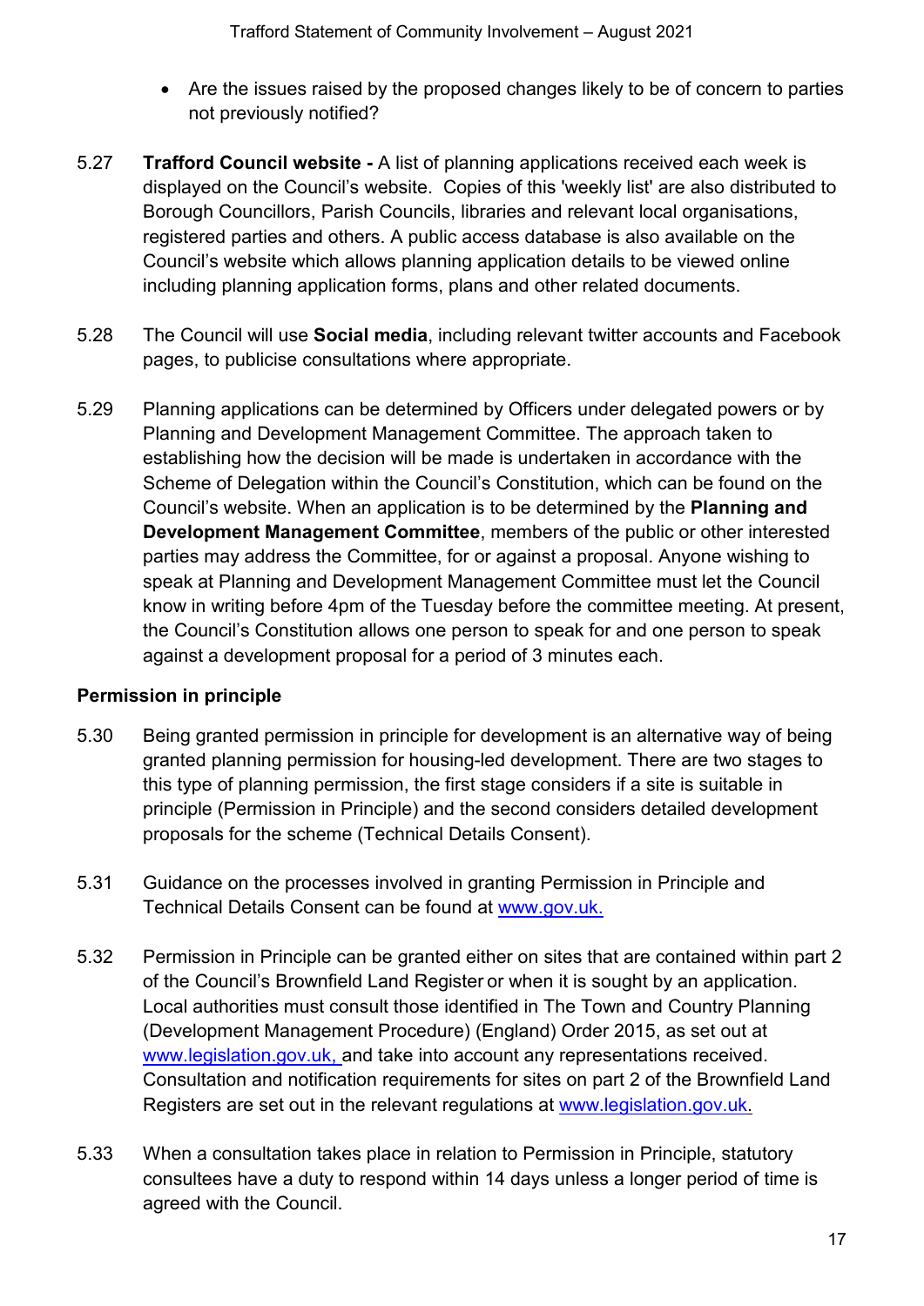- Are the issues raised by the proposed changes likely to be of concern to parties not previously notified?

5.27 **Trafford Council website -** A list of planning applications received each week is displayed on the Council's website. Copies of this 'weekly list' are also distributed to Borough Councillors, Parish Councils, libraries and relevant local organisations, registered parties and others. A public access database is also available on the Council's website which allows planning application details to be viewed online including planning application forms, plans and other related documents.

5.28 The Council will use **Social media**, including relevant twitter accounts and Facebook pages, to publicise consultations where appropriate.

5.29 Planning applications can be determined by Officers under delegated powers or by Planning and Development Management Committee. The approach taken to establishing how the decision will be made is undertaken in accordance with the Scheme of Delegation within the Council's Constitution, which can be found on the Council's website. When an application is to be determined by the **Planning and Development Management Committee**, members of the public or other interested parties may address the Committee, for or against a proposal. Anyone wishing to speak at Planning and Development Management Committee must let the Council know in writing before 4pm of the Tuesday before the committee meeting. At present, the Council's Constitution allows one person to speak for and one person to speak against a development proposal for a period of 3 minutes each.

**Permission in principle**

5.30 Being granted permission in principle for development is an alternative way of being granted planning permission for housing-led development. There are two stages to this type of planning permission, the first stage considers if a site is suitable in principle (Permission in Principle) and the second considers detailed development proposals for the scheme (Technical Details Consent).

5.31 Guidance on the processes involved in granting Permission in Principle and Technical Details Consent can be found at [www.gov.uk.](http://www.gov.uk)

5.32 Permission in Principle can be granted either on sites that are contained within part 2 of the Council's Brownfield Land Register or when it is sought by an application. Local authorities must consult those identified in The Town and Country Planning (Development Management Procedure) (England) Order 2015, as set out at [www.legislation.gov.uk,](http://www.legislation.gov.uk) and take into account any representations received. Consultation and notification requirements for sites on part 2 of the Brownfield Land Registers are set out in the relevant regulations at [www.legislation.gov.uk.](http://www.legislation.gov.uk)

5.33 When a consultation takes place in relation to Permission in Principle, statutory consultees have a duty to respond within 14 days unless a longer period of time is agreed with the Council.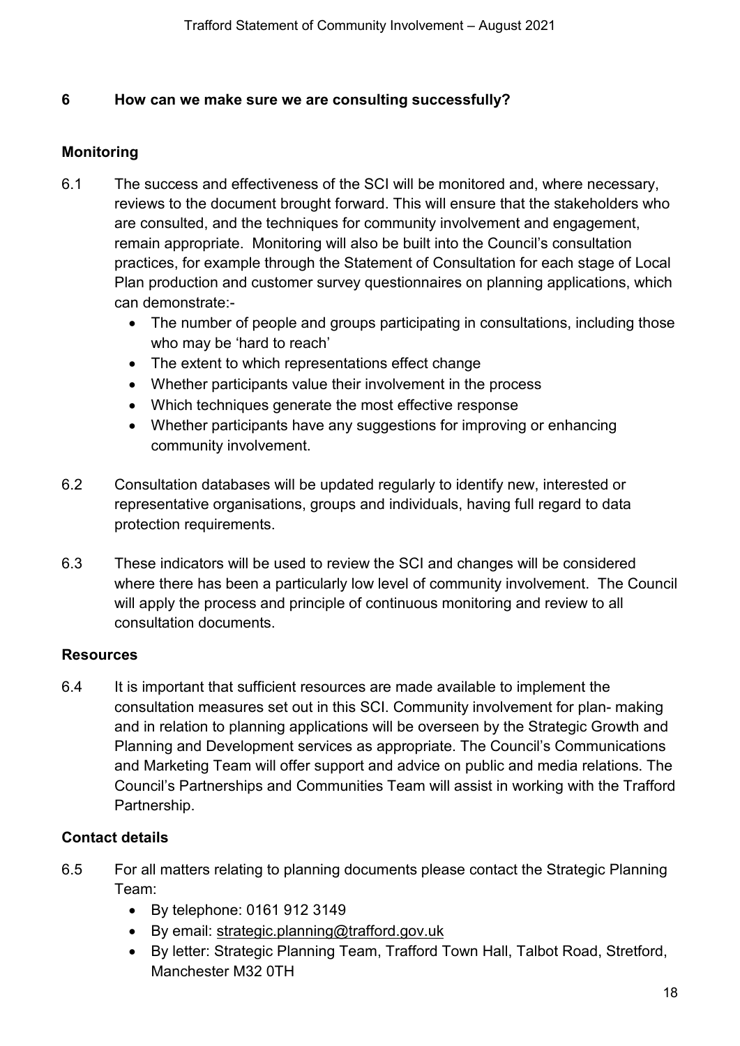## 6 How can we make sure we are consulting successfully?

### Monitoring

6.1 The success and effectiveness of the SCI will be monitored and, where necessary, reviews to the document brought forward. This will ensure that the stakeholders who are consulted, and the techniques for community involvement and engagement, remain appropriate. Monitoring will also be built into the Council's consultation practices, for example through the Statement of Consultation for each stage of Local Plan production and customer survey questionnaires on planning applications, which can demonstrate:-

- The number of people and groups participating in consultations, including those who may be 'hard to reach'
- The extent to which representations effect change
- Whether participants value their involvement in the process
- Which techniques generate the most effective response
- Whether participants have any suggestions for improving or enhancing community involvement.

6.2 Consultation databases will be updated regularly to identify new, interested or representative organisations, groups and individuals, having full regard to data protection requirements.

6.3 These indicators will be used to review the SCI and changes will be considered where there has been a particularly low level of community involvement. The Council will apply the process and principle of continuous monitoring and review to all consultation documents.

### Resources

6.4 It is important that sufficient resources are made available to implement the consultation measures set out in this SCI. Community involvement for plan- making and in relation to planning applications will be overseen by the Strategic Growth and Planning and Development services as appropriate. The Council's Communications and Marketing Team will offer support and advice on public and media relations. The Council's Partnerships and Communities Team will assist in working with the Trafford Partnership.

### Contact details

6.5 For all matters relating to planning documents please contact the Strategic Planning Team:

- By telephone: 0161 912 3149
- By email: strategic.planning@trafford.gov.uk
- By letter: Strategic Planning Team, Trafford Town Hall, Talbot Road, Stretford, Manchester M32 0TH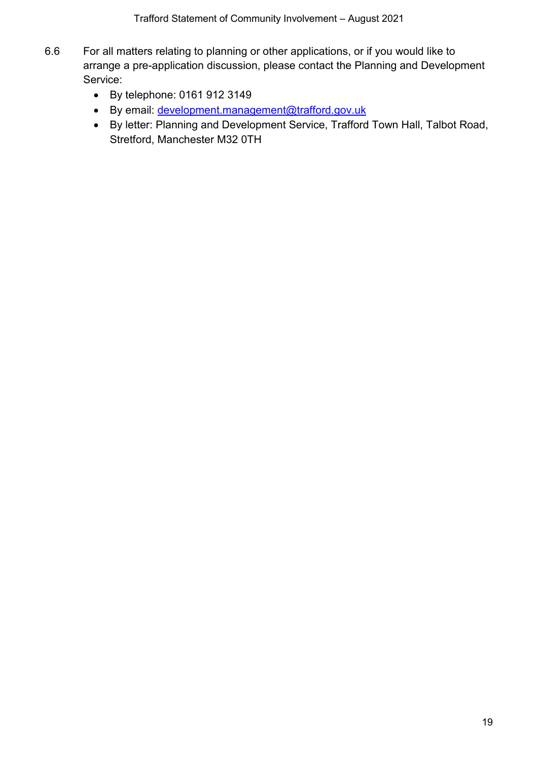6.6 For all matters relating to planning or other applications, or if you would like to arrange a pre-application discussion, please contact the Planning and Development Service:

- By telephone: 0161 912 3149
- By email: [development.management@trafford.gov.uk](mailto:development.management@trafford.gov.uk)
- By letter: Planning and Development Service, Trafford Town Hall, Talbot Road, Stretford, Manchester M32 0TH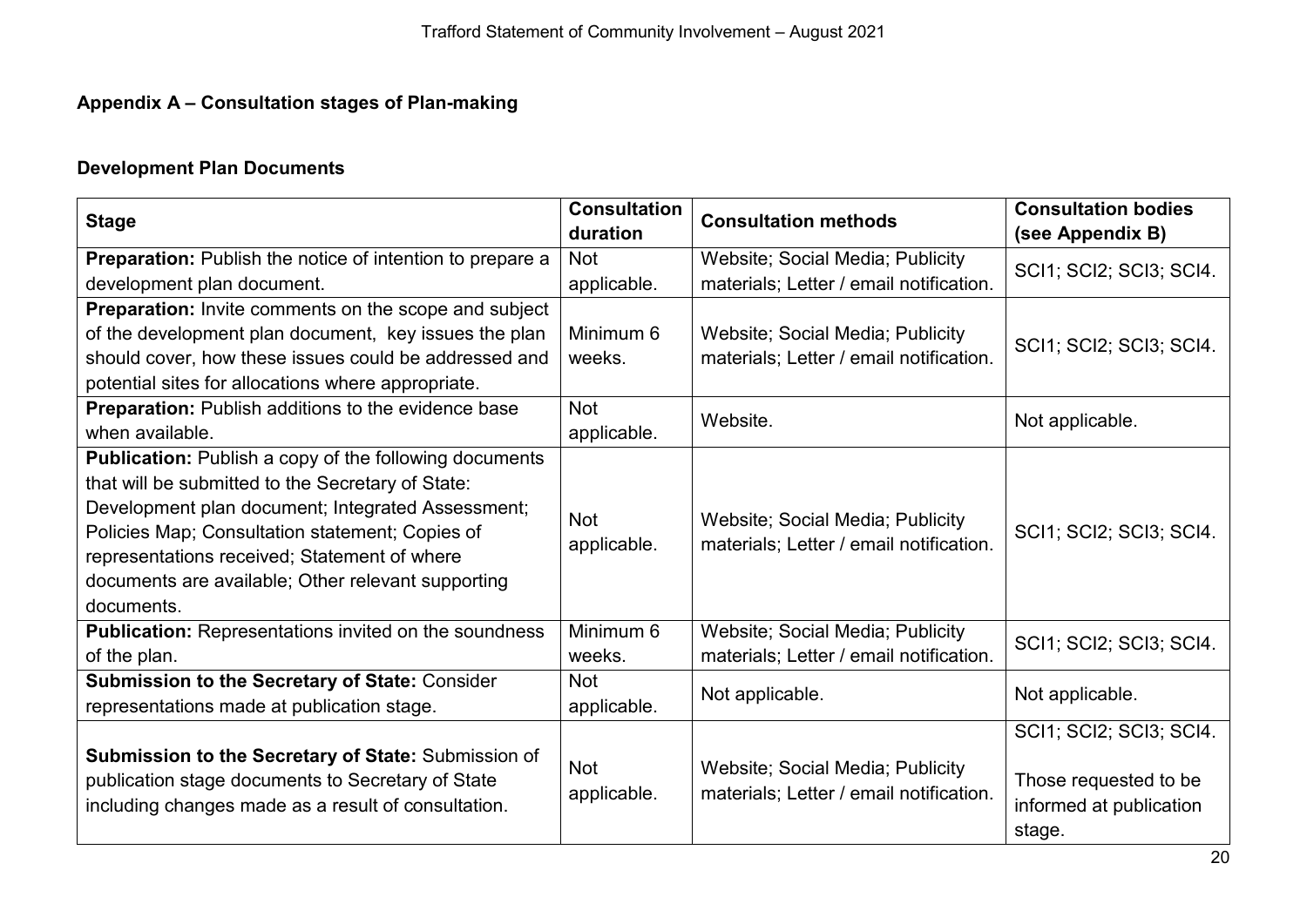## Appendix A – Consultation stages of Plan-making

### Development Plan Documents

| Stage | Consultation duration | Consultation methods | Consultation bodies (see Appendix B) |
|---|---|---|---|
| **Preparation:** Publish the notice of intention to prepare a development plan document. | Not applicable. | Website; Social Media; Publicity materials; Letter / email notification. | SCI1; SCI2; SCI3; SCI4. |
| **Preparation:** Invite comments on the scope and subject of the development plan document, key issues the plan should cover, how these issues could be addressed and potential sites for allocations where appropriate. | Minimum 6 weeks. | Website; Social Media; Publicity materials; Letter / email notification. | SCI1; SCI2; SCI3; SCI4. |
| **Preparation:** Publish additions to the evidence base when available. | Not applicable. | Website. | Not applicable. |
| **Publication:** Publish a copy of the following documents that will be submitted to the Secretary of State: Development plan document; Integrated Assessment; Policies Map; Consultation statement; Copies of representations received; Statement of where documents are available; Other relevant supporting documents. | Not applicable. | Website; Social Media; Publicity materials; Letter / email notification. | SCI1; SCI2; SCI3; SCI4. |
| **Publication:** Representations invited on the soundness of the plan. | Minimum 6 weeks. | Website; Social Media; Publicity materials; Letter / email notification. | SCI1; SCI2; SCI3; SCI4. |
| **Submission to the Secretary of State:** Consider representations made at publication stage. | Not applicable. | Not applicable. | Not applicable. |
| **Submission to the Secretary of State:** Submission of publication stage documents to Secretary of State including changes made as a result of consultation. | Not applicable. | Website; Social Media; Publicity materials; Letter / email notification. | SCI1; SCI2; SCI3; SCI4.<br><br>Those requested to be informed at publication stage. |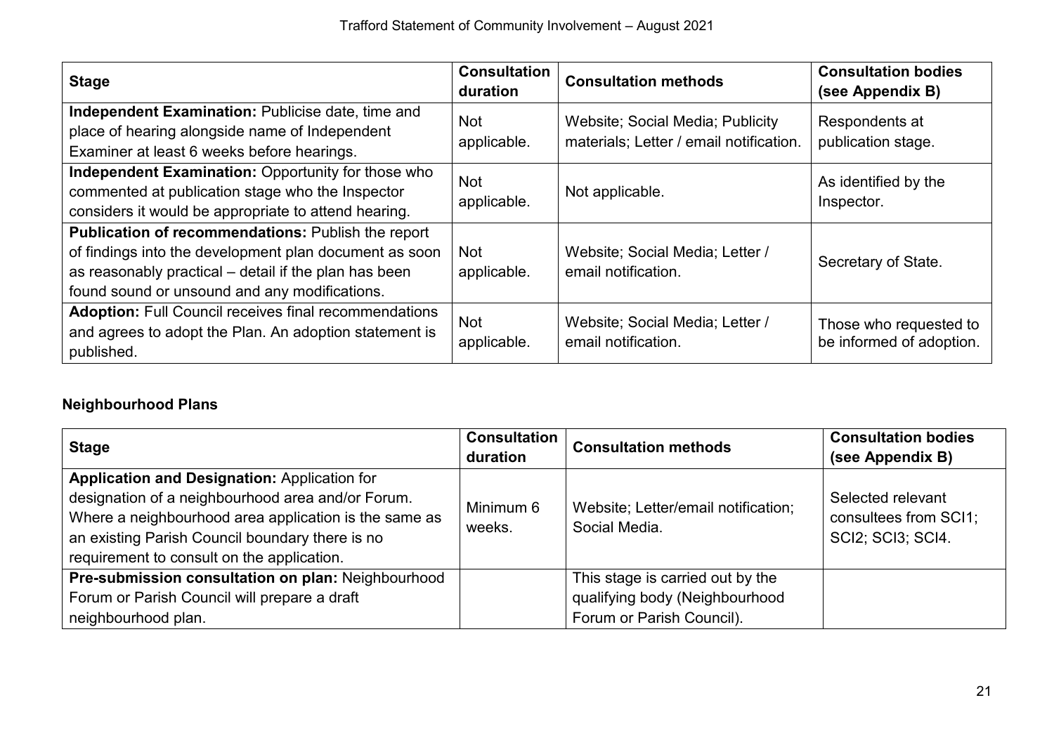| Stage | Consultation duration | Consultation methods | Consultation bodies (see Appendix B) |
| --- | --- | --- | --- |
| **Independent Examination:** Publicise date, time and place of hearing alongside name of Independent Examiner at least 6 weeks before hearings. | Not applicable. | Website; Social Media; Publicity materials; Letter / email notification. | Respondents at publication stage. |
| **Independent Examination:** Opportunity for those who commented at publication stage who the Inspector considers it would be appropriate to attend hearing. | Not applicable. | Not applicable. | As identified by the Inspector. |
| **Publication of recommendations:** Publish the report of findings into the development plan document as soon as reasonably practical – detail if the plan has been found sound or unsound and any modifications. | Not applicable. | Website; Social Media; Letter / email notification. | Secretary of State. |
| **Adoption:** Full Council receives final recommendations and agrees to adopt the Plan. An adoption statement is published. | Not applicable. | Website; Social Media; Letter / email notification. | Those who requested to be informed of adoption. |

### Neighbourhood Plans

| Stage | Consultation duration | Consultation methods | Consultation bodies (see Appendix B) |
| --- | --- | --- | --- |
| **Application and Designation:** Application for designation of a neighbourhood area and/or Forum. Where a neighbourhood area application is the same as an existing Parish Council boundary there is no requirement to consult on the application. | Minimum 6 weeks. | Website; Letter/email notification; Social Media. | Selected relevant consultees from SCI1; SCI2; SCI3; SCI4. |
| **Pre-submission consultation on plan:** Neighbourhood Forum or Parish Council will prepare a draft neighbourhood plan. | | This stage is carried out by the qualifying body (Neighbourhood Forum or Parish Council). | |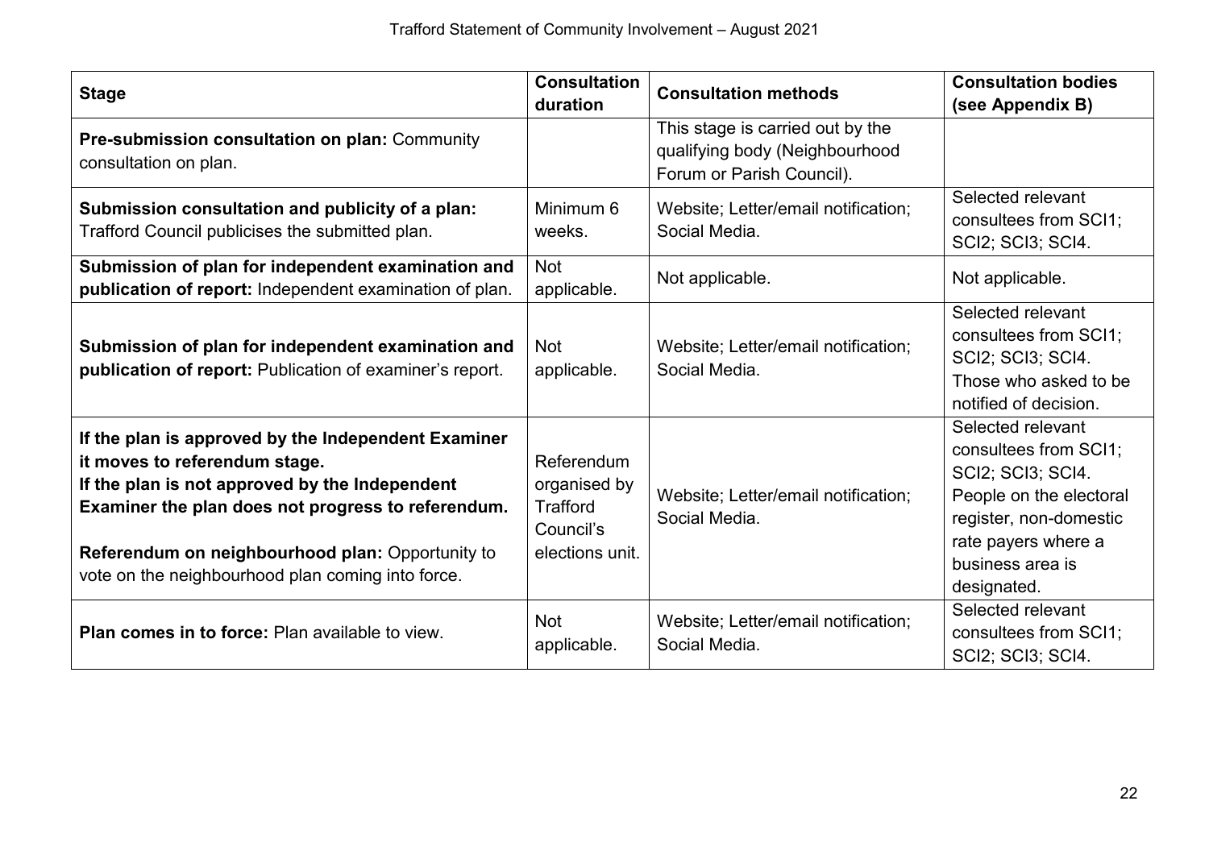| Stage | Consultation duration | Consultation methods | Consultation bodies (see Appendix B) |
|---|---|---|---|
| **Pre-submission consultation on plan:** Community consultation on plan. | | This stage is carried out by the qualifying body (Neighbourhood Forum or Parish Council). | |
| **Submission consultation and publicity of a plan:** Trafford Council publicises the submitted plan. | Minimum 6 weeks. | Website; Letter/email notification; Social Media. | Selected relevant consultees from SCI1; SCI2; SCI3; SCI4. |
| **Submission of plan for independent examination and publication of report:** Independent examination of plan. | Not applicable. | Not applicable. | Not applicable. |
| **Submission of plan for independent examination and publication of report:** Publication of examiner's report. | Not applicable. | Website; Letter/email notification; Social Media. | Selected relevant consultees from SCI1; SCI2; SCI3; SCI4. Those who asked to be notified of decision. |
| **If the plan is approved by the Independent Examiner it moves to referendum stage.** **If the plan is not approved by the Independent Examiner the plan does not progress to referendum.** **Referendum on neighbourhood plan:** Opportunity to vote on the neighbourhood plan coming into force. | Referendum organised by Trafford Council's elections unit. | Website; Letter/email notification; Social Media. | Selected relevant consultees from SCI1; SCI2; SCI3; SCI4. People on the electoral register, non-domestic rate payers where a business area is designated. |
| **Plan comes in to force:** Plan available to view. | Not applicable. | Website; Letter/email notification; Social Media. | Selected relevant consultees from SCI1; SCI2; SCI3; SCI4. |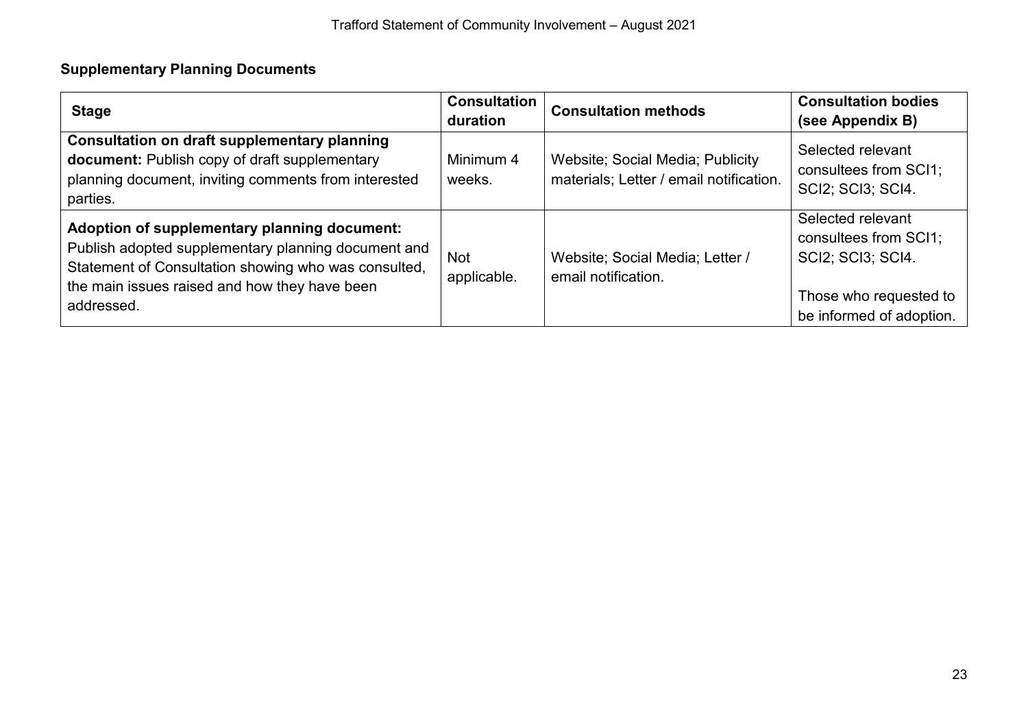## Supplementary Planning Documents

| Stage | Consultation duration | Consultation methods | Consultation bodies (see Appendix B) |
|---|---|---|---|
| **Consultation on draft supplementary planning document:** Publish copy of draft supplementary planning document, inviting comments from interested parties. | Minimum 4 weeks. | Website; Social Media; Publicity materials; Letter / email notification. | Selected relevant consultees from SCI1; SCI2; SCI3; SCI4. |
| **Adoption of supplementary planning document:** Publish adopted supplementary planning document and Statement of Consultation showing who was consulted, the main issues raised and how they have been addressed. | Not applicable. | Website; Social Media; Letter / email notification. | Selected relevant consultees from SCI1; SCI2; SCI3; SCI4.<br><br>Those who requested to be informed of adoption. |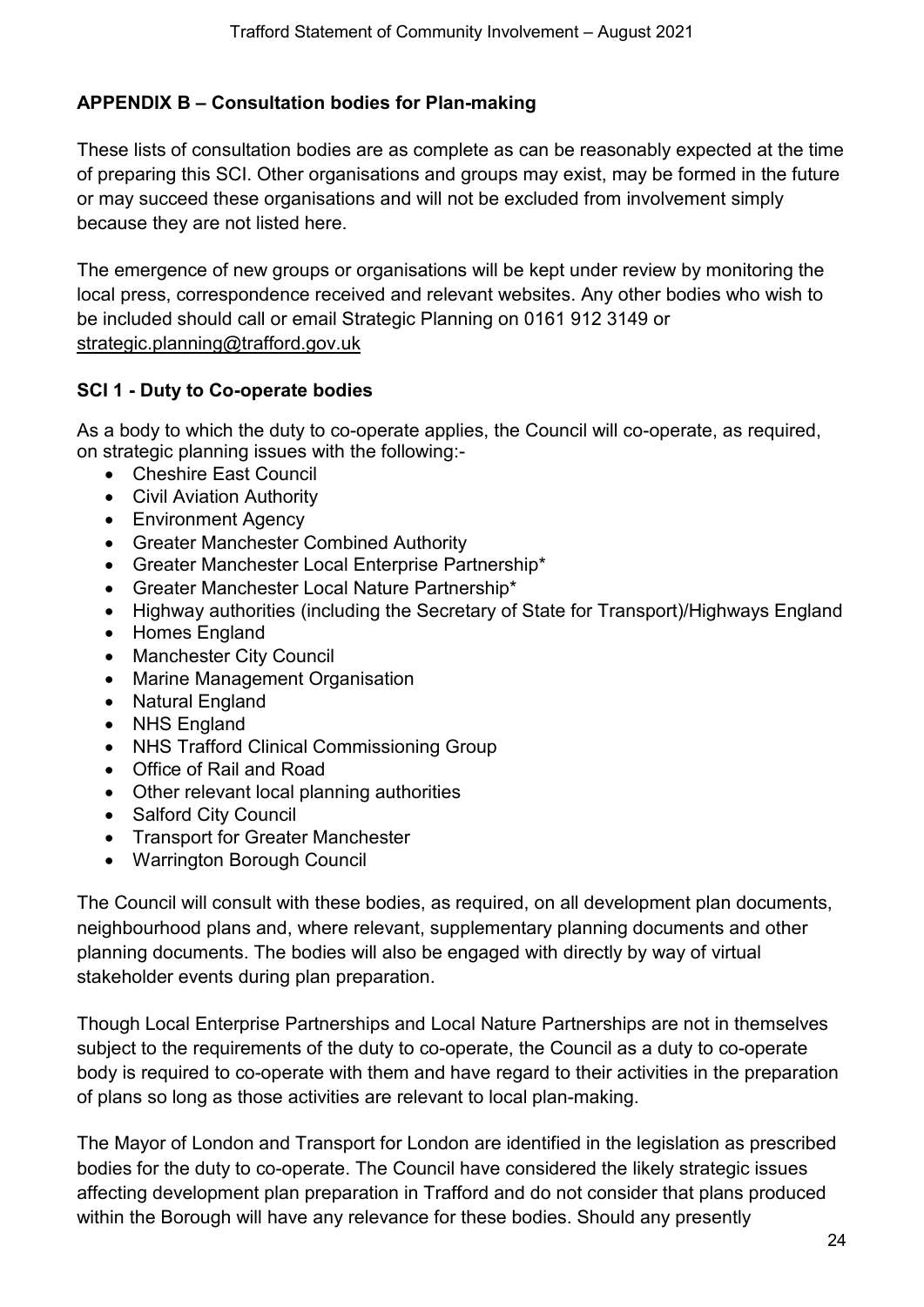## APPENDIX B – Consultation bodies for Plan-making

These lists of consultation bodies are as complete as can be reasonably expected at the time of preparing this SCI. Other organisations and groups may exist, may be formed in the future or may succeed these organisations and will not be excluded from involvement simply because they are not listed here.

The emergence of new groups or organisations will be kept under review by monitoring the local press, correspondence received and relevant websites. Any other bodies who wish to be included should call or email Strategic Planning on 0161 912 3149 or strategic.planning@trafford.gov.uk

### SCI 1 - Duty to Co-operate bodies

As a body to which the duty to co-operate applies, the Council will co-operate, as required, on strategic planning issues with the following:-

- Cheshire East Council
- Civil Aviation Authority
- Environment Agency
- Greater Manchester Combined Authority
- Greater Manchester Local Enterprise Partnership*
- Greater Manchester Local Nature Partnership*
- Highway authorities (including the Secretary of State for Transport)/Highways England
- Homes England
- Manchester City Council
- Marine Management Organisation
- Natural England
- NHS England
- NHS Trafford Clinical Commissioning Group
- Office of Rail and Road
- Other relevant local planning authorities
- Salford City Council
- Transport for Greater Manchester
- Warrington Borough Council

The Council will consult with these bodies, as required, on all development plan documents, neighbourhood plans and, where relevant, supplementary planning documents and other planning documents. The bodies will also be engaged with directly by way of virtual stakeholder events during plan preparation.

Though Local Enterprise Partnerships and Local Nature Partnerships are not in themselves subject to the requirements of the duty to co-operate, the Council as a duty to co-operate body is required to co-operate with them and have regard to their activities in the preparation of plans so long as those activities are relevant to local plan-making.

The Mayor of London and Transport for London are identified in the legislation as prescribed bodies for the duty to co-operate. The Council have considered the likely strategic issues affecting development plan preparation in Trafford and do not consider that plans produced within the Borough will have any relevance for these bodies. Should any presently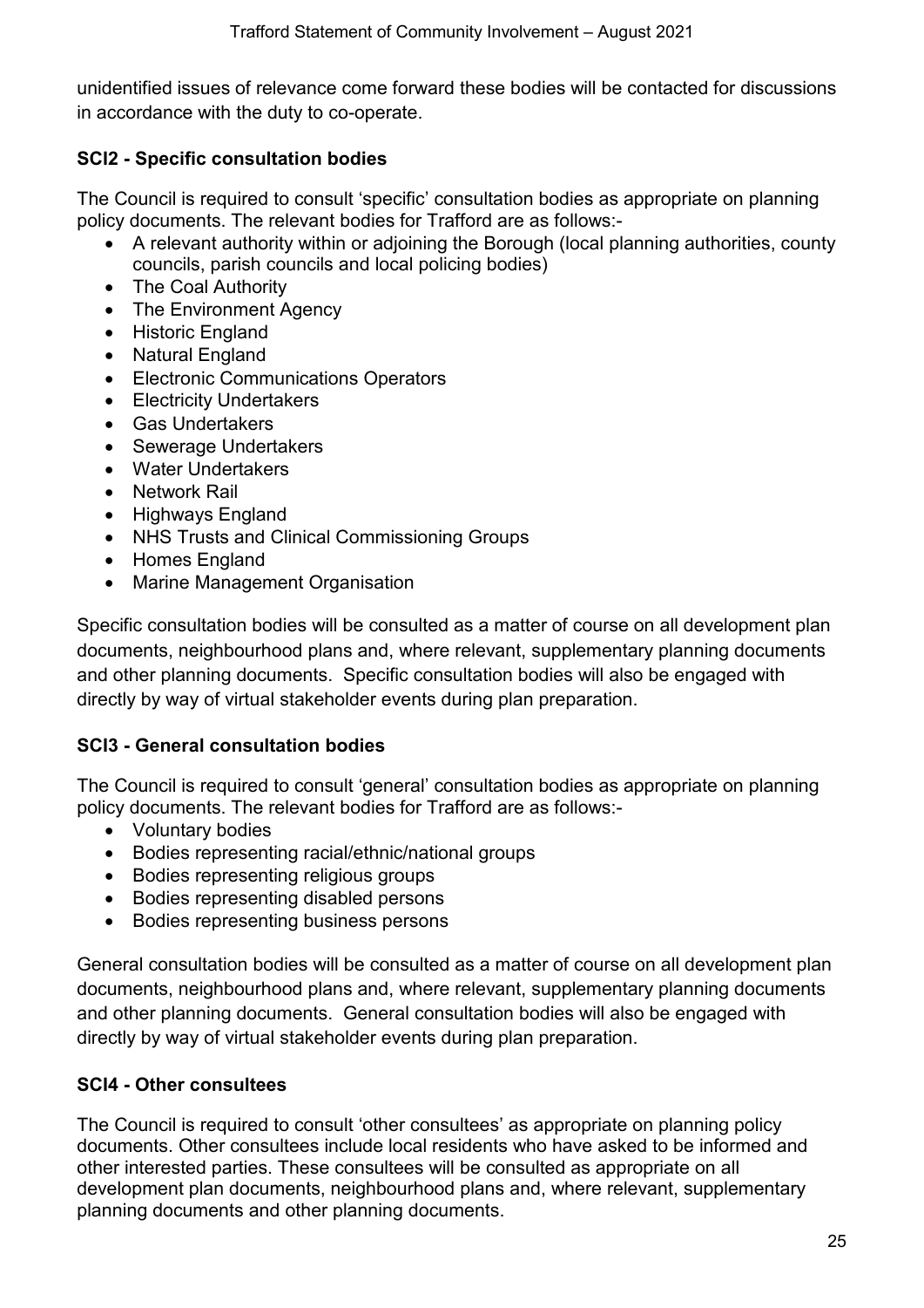unidentified issues of relevance come forward these bodies will be contacted for discussions in accordance with the duty to co-operate.

### SCI2 - Specific consultation bodies

The Council is required to consult 'specific' consultation bodies as appropriate on planning policy documents. The relevant bodies for Trafford are as follows:-

- A relevant authority within or adjoining the Borough (local planning authorities, county councils, parish councils and local policing bodies)
- The Coal Authority
- The Environment Agency
- Historic England
- Natural England
- Electronic Communications Operators
- Electricity Undertakers
- Gas Undertakers
- Sewerage Undertakers
- Water Undertakers
- Network Rail
- Highways England
- NHS Trusts and Clinical Commissioning Groups
- Homes England
- Marine Management Organisation

Specific consultation bodies will be consulted as a matter of course on all development plan documents, neighbourhood plans and, where relevant, supplementary planning documents and other planning documents. Specific consultation bodies will also be engaged with directly by way of virtual stakeholder events during plan preparation.

### SCI3 - General consultation bodies

The Council is required to consult 'general' consultation bodies as appropriate on planning policy documents. The relevant bodies for Trafford are as follows:-

- Voluntary bodies
- Bodies representing racial/ethnic/national groups
- Bodies representing religious groups
- Bodies representing disabled persons
- Bodies representing business persons

General consultation bodies will be consulted as a matter of course on all development plan documents, neighbourhood plans and, where relevant, supplementary planning documents and other planning documents. General consultation bodies will also be engaged with directly by way of virtual stakeholder events during plan preparation.

### SCI4 - Other consultees

The Council is required to consult 'other consultees' as appropriate on planning policy documents. Other consultees include local residents who have asked to be informed and other interested parties. These consultees will be consulted as appropriate on all development plan documents, neighbourhood plans and, where relevant, supplementary planning documents and other planning documents.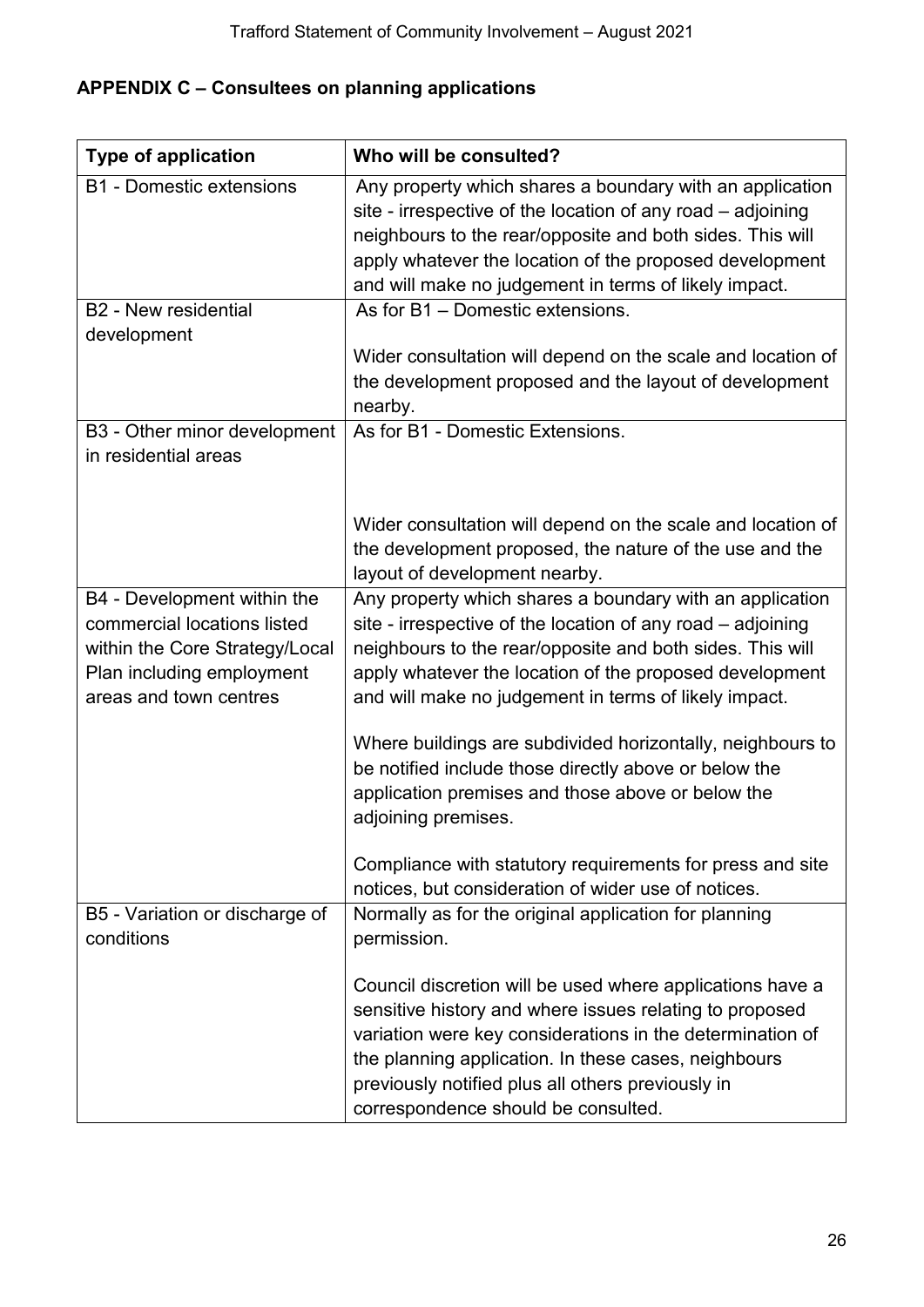## APPENDIX C – Consultees on planning applications

| Type of application | Who will be consulted? |
|---|---|
| B1 - Domestic extensions | Any property which shares a boundary with an application site - irrespective of the location of any road – adjoining neighbours to the rear/opposite and both sides. This will apply whatever the location of the proposed development and will make no judgement in terms of likely impact. |
| B2 - New residential development | As for B1 – Domestic extensions.<br><br>Wider consultation will depend on the scale and location of the development proposed and the layout of development nearby. |
| B3 - Other minor development in residential areas | As for B1 - Domestic Extensions.<br><br>Wider consultation will depend on the scale and location of the development proposed, the nature of the use and the layout of development nearby. |
| B4 - Development within the commercial locations listed within the Core Strategy/Local Plan including employment areas and town centres | Any property which shares a boundary with an application site - irrespective of the location of any road – adjoining neighbours to the rear/opposite and both sides. This will apply whatever the location of the proposed development and will make no judgement in terms of likely impact.<br><br>Where buildings are subdivided horizontally, neighbours to be notified include those directly above or below the application premises and those above or below the adjoining premises.<br><br>Compliance with statutory requirements for press and site notices, but consideration of wider use of notices. |
| B5 - Variation or discharge of conditions | Normally as for the original application for planning permission.<br><br>Council discretion will be used where applications have a sensitive history and where issues relating to proposed variation were key considerations in the determination of the planning application. In these cases, neighbours previously notified plus all others previously in correspondence should be consulted. |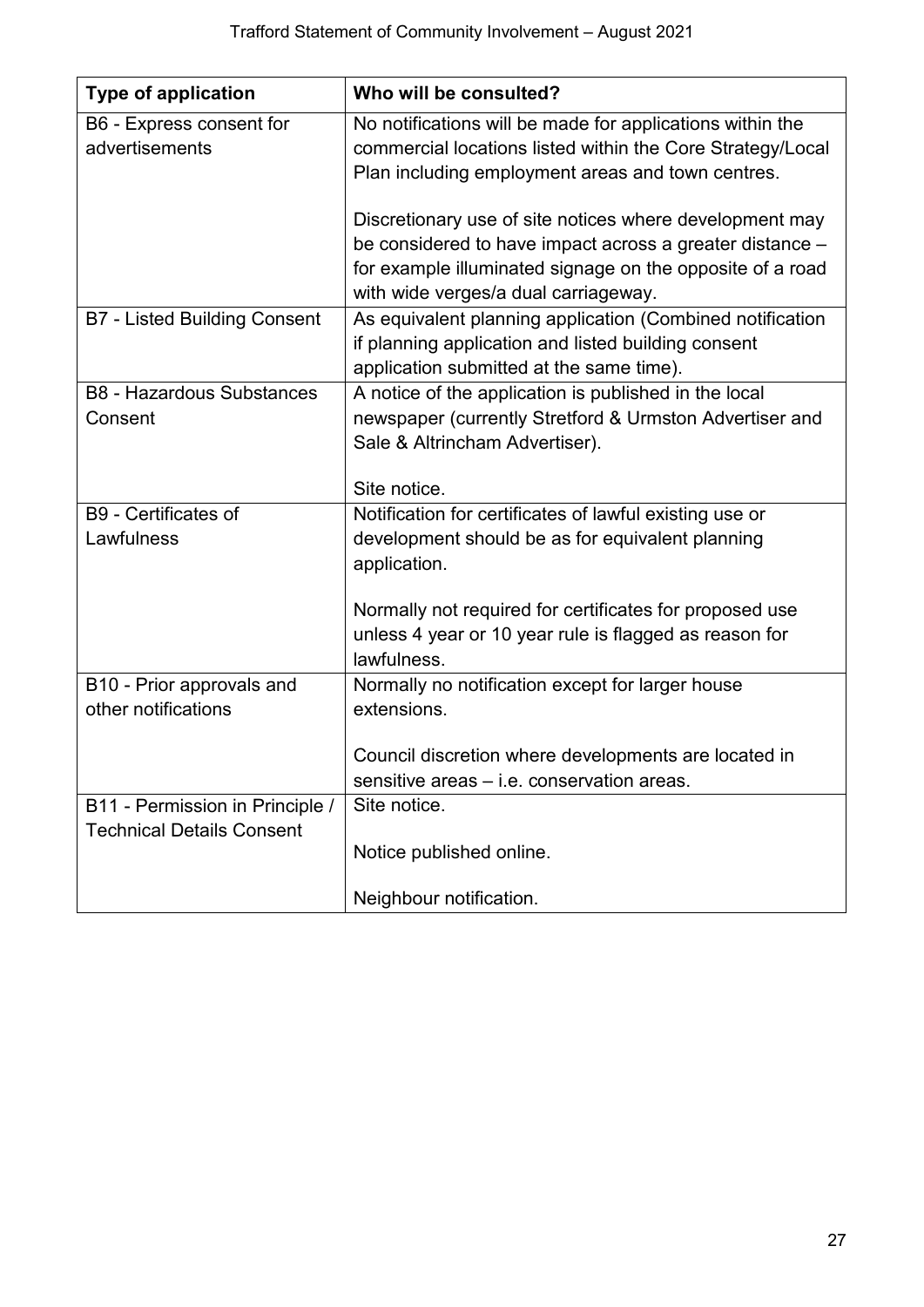| Type of application | Who will be consulted? |
|---|---|
| B6 - Express consent for advertisements | No notifications will be made for applications within the commercial locations listed within the Core Strategy/Local Plan including employment areas and town centres.<br><br>Discretionary use of site notices where development may be considered to have impact across a greater distance – for example illuminated signage on the opposite of a road with wide verges/a dual carriageway. |
| B7 - Listed Building Consent | As equivalent planning application (Combined notification if planning application and listed building consent application submitted at the same time). |
| B8 - Hazardous Substances Consent | A notice of the application is published in the local newspaper (currently Stretford & Urmston Advertiser and Sale & Altrincham Advertiser).<br><br>Site notice. |
| B9 - Certificates of Lawfulness | Notification for certificates of lawful existing use or development should be as for equivalent planning application.<br><br>Normally not required for certificates for proposed use unless 4 year or 10 year rule is flagged as reason for lawfulness. |
| B10 - Prior approvals and other notifications | Normally no notification except for larger house extensions.<br><br>Council discretion where developments are located in sensitive areas – i.e. conservation areas. |
| B11 - Permission in Principle / Technical Details Consent | Site notice.<br><br>Notice published online.<br><br>Neighbour notification. |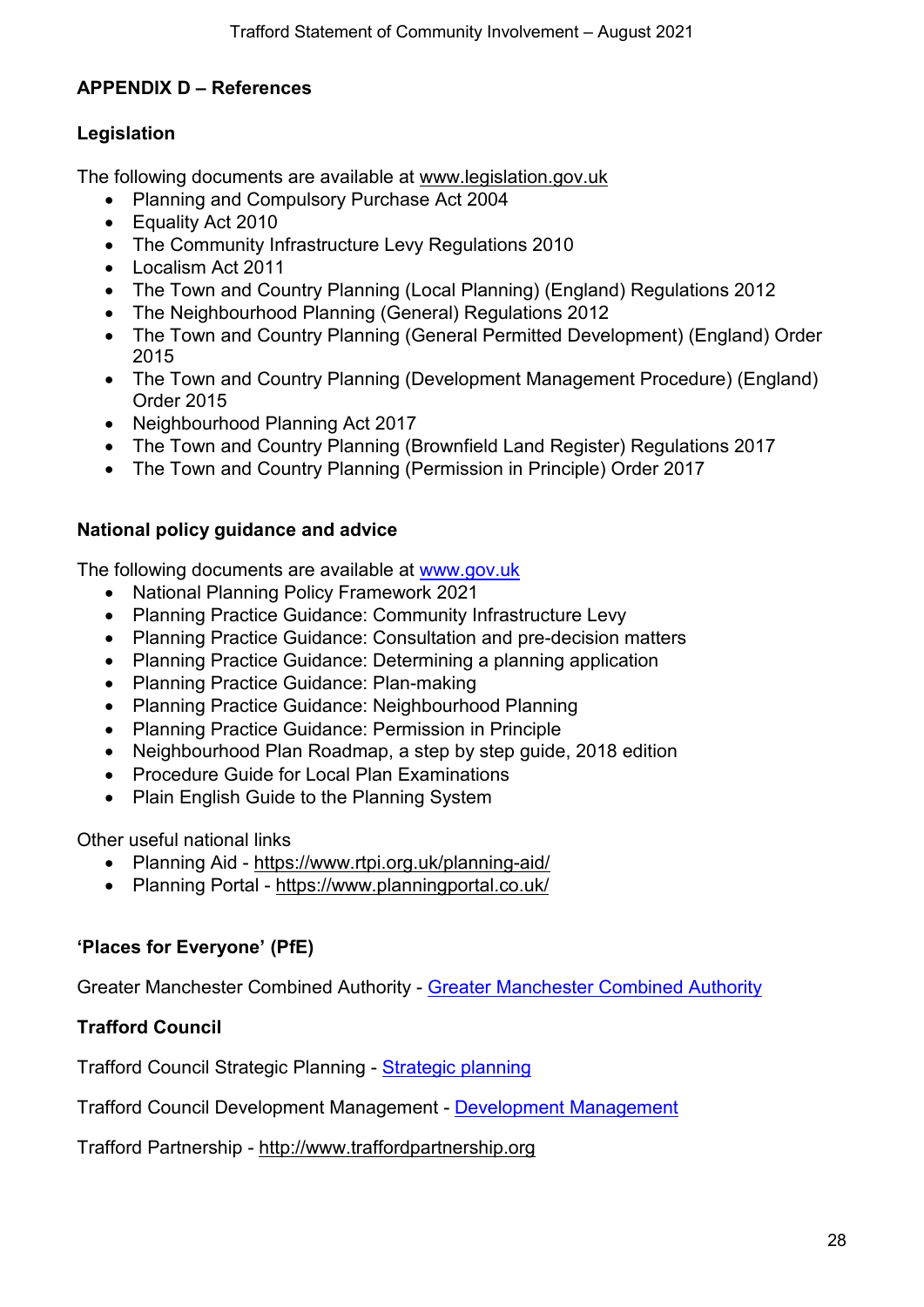## APPENDIX D – References

### Legislation

The following documents are available at www.legislation.gov.uk

- Planning and Compulsory Purchase Act 2004
- Equality Act 2010
- The Community Infrastructure Levy Regulations 2010
- Localism Act 2011
- The Town and Country Planning (Local Planning) (England) Regulations 2012
- The Neighbourhood Planning (General) Regulations 2012
- The Town and Country Planning (General Permitted Development) (England) Order 2015
- The Town and Country Planning (Development Management Procedure) (England) Order 2015
- Neighbourhood Planning Act 2017
- The Town and Country Planning (Brownfield Land Register) Regulations 2017
- The Town and Country Planning (Permission in Principle) Order 2017

### National policy guidance and advice

The following documents are available at www.gov.uk

- National Planning Policy Framework 2021
- Planning Practice Guidance: Community Infrastructure Levy
- Planning Practice Guidance: Consultation and pre-decision matters
- Planning Practice Guidance: Determining a planning application
- Planning Practice Guidance: Plan-making
- Planning Practice Guidance: Neighbourhood Planning
- Planning Practice Guidance: Permission in Principle
- Neighbourhood Plan Roadmap, a step by step guide, 2018 edition
- Procedure Guide for Local Plan Examinations
- Plain English Guide to the Planning System

Other useful national links

- Planning Aid - https://www.rtpi.org.uk/planning-aid/
- Planning Portal - https://www.planningportal.co.uk/

### 'Places for Everyone' (PfE)

Greater Manchester Combined Authority - Greater Manchester Combined Authority

### Trafford Council

Trafford Council Strategic Planning - Strategic planning

Trafford Council Development Management - Development Management

Trafford Partnership - http://www.traffordpartnership.org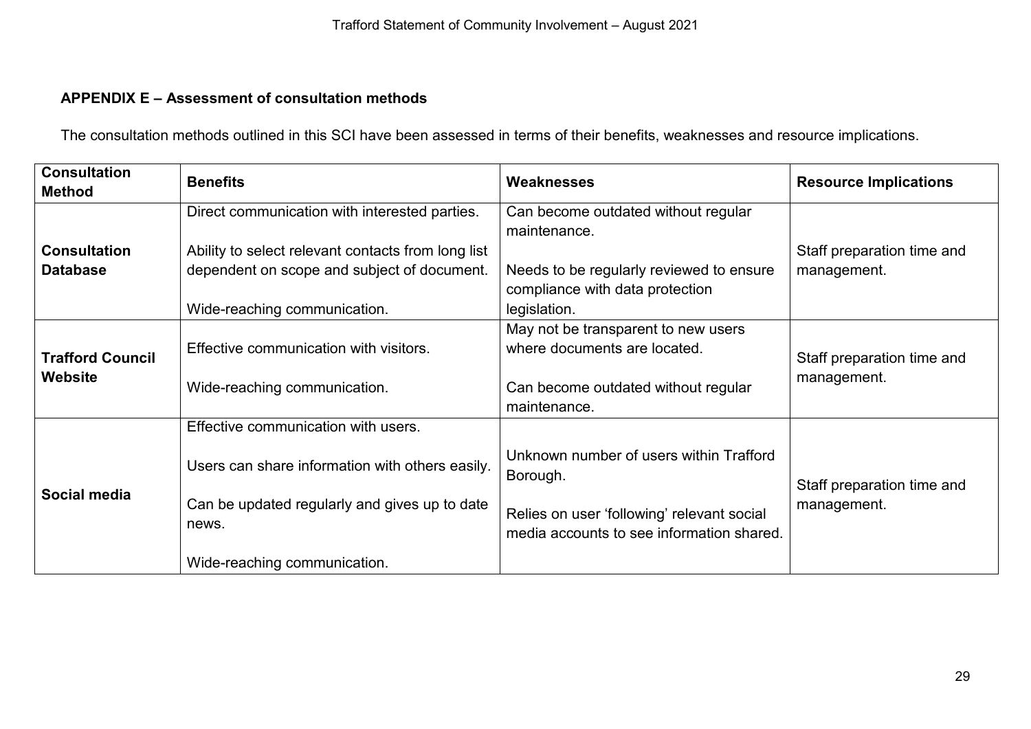**APPENDIX E – Assessment of consultation methods**

The consultation methods outlined in this SCI have been assessed in terms of their benefits, weaknesses and resource implications.

| Consultation Method | Benefits | Weaknesses | Resource Implications |
|---|---|---|---|
| **Consultation Database** | Direct communication with interested parties.<br><br>Ability to select relevant contacts from long list dependent on scope and subject of document.<br><br>Wide-reaching communication. | Can become outdated without regular maintenance.<br><br>Needs to be regularly reviewed to ensure compliance with data protection legislation. | Staff preparation time and management. |
| **Trafford Council Website** | Effective communication with visitors.<br><br>Wide-reaching communication. | May not be transparent to new users where documents are located.<br><br>Can become outdated without regular maintenance. | Staff preparation time and management. |
| **Social media** | Effective communication with users.<br><br>Users can share information with others easily.<br><br>Can be updated regularly and gives up to date news.<br><br>Wide-reaching communication. | Unknown number of users within Trafford Borough.<br><br>Relies on user 'following' relevant social media accounts to see information shared. | Staff preparation time and management. |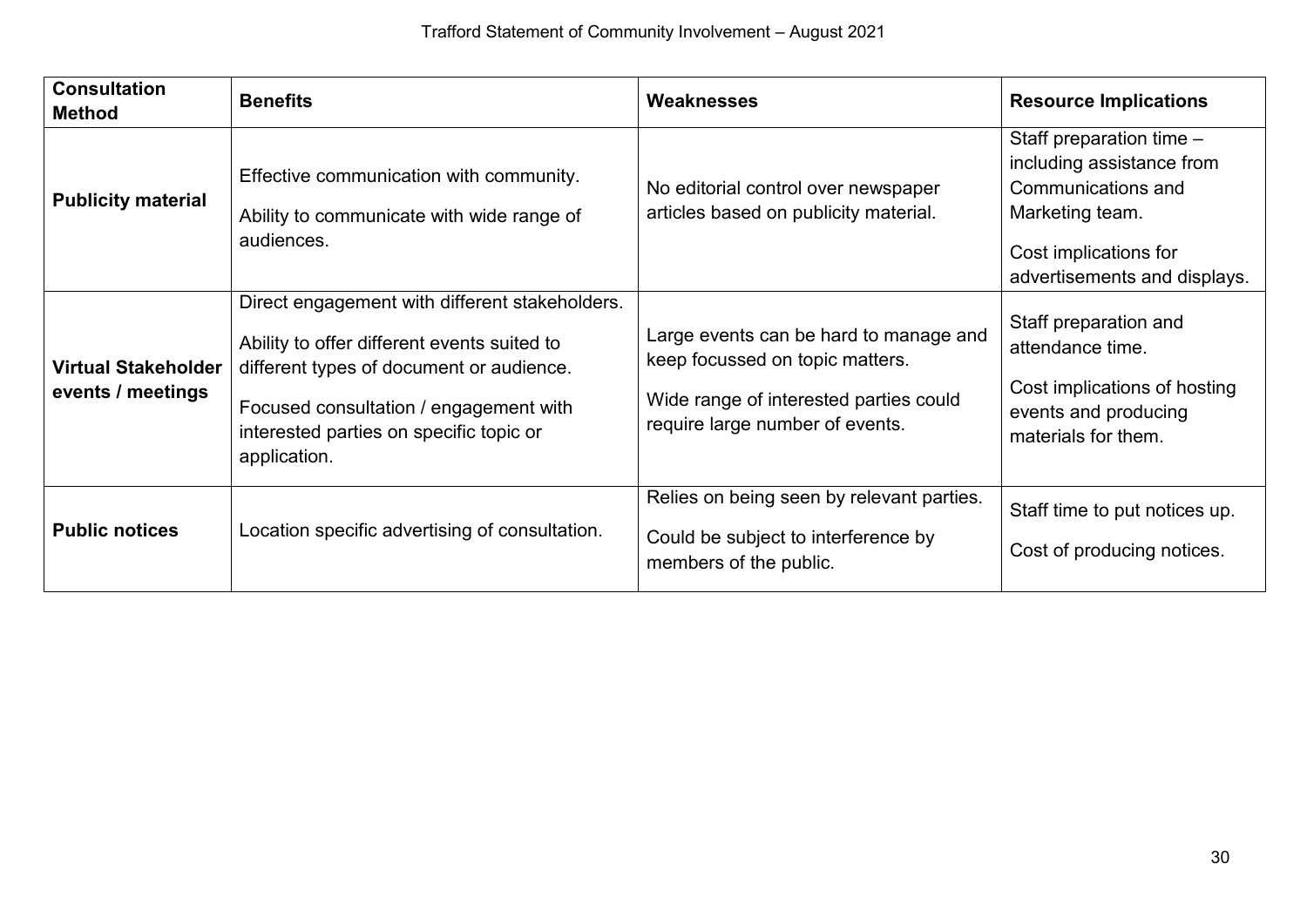| Consultation Method | Benefits | Weaknesses | Resource Implications |
|---|---|---|---|
| **Publicity material** | Effective communication with community. Ability to communicate with wide range of audiences. | No editorial control over newspaper articles based on publicity material. | Staff preparation time – including assistance from Communications and Marketing team. Cost implications for advertisements and displays. |
| **Virtual Stakeholder events / meetings** | Direct engagement with different stakeholders. Ability to offer different events suited to different types of document or audience. Focused consultation / engagement with interested parties on specific topic or application. | Large events can be hard to manage and keep focussed on topic matters. Wide range of interested parties could require large number of events. | Staff preparation and attendance time. Cost implications of hosting events and producing materials for them. |
| **Public notices** | Location specific advertising of consultation. | Relies on being seen by relevant parties. Could be subject to interference by members of the public. | Staff time to put notices up. Cost of producing notices. |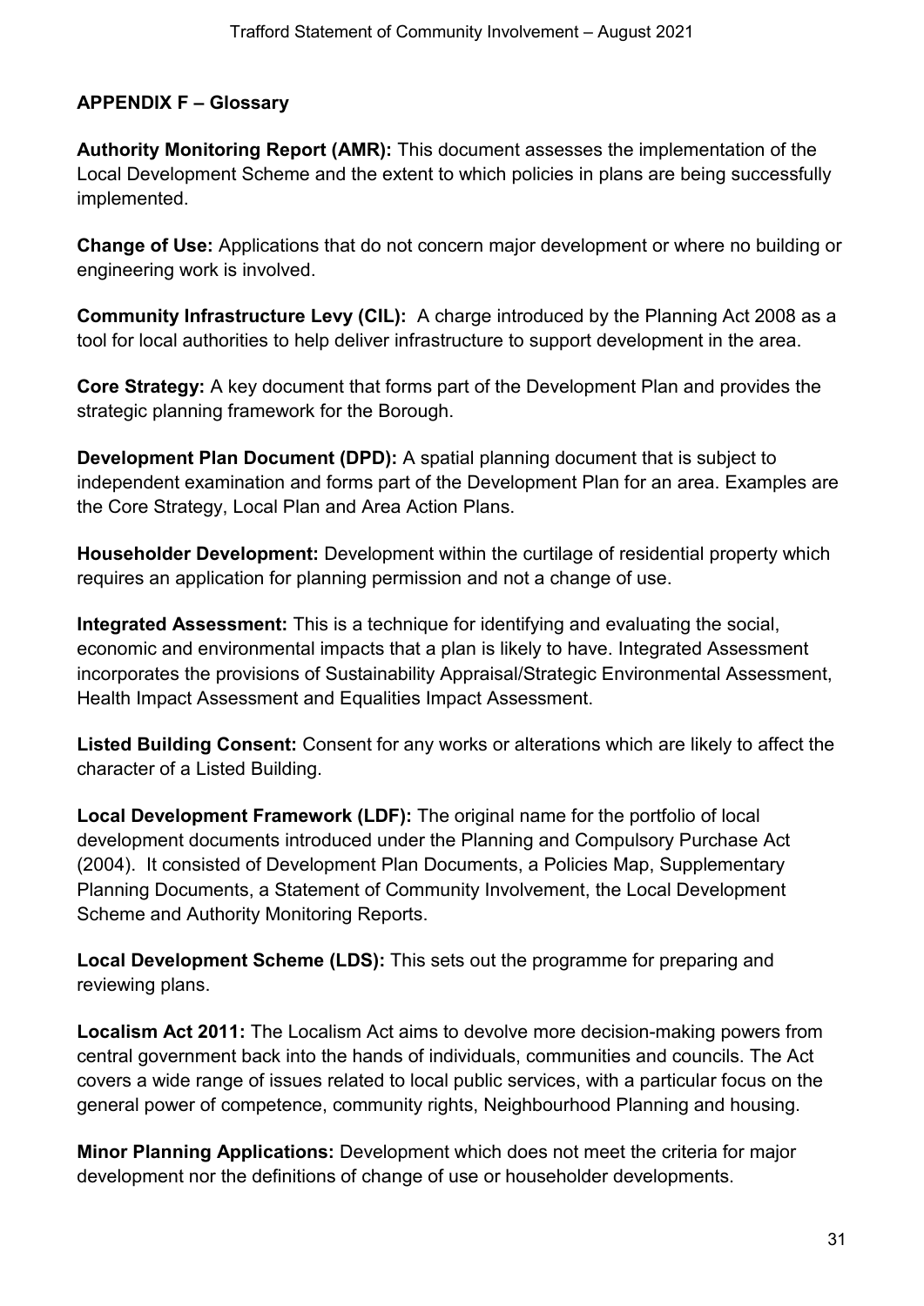**APPENDIX F – Glossary**

**Authority Monitoring Report (AMR):** This document assesses the implementation of the Local Development Scheme and the extent to which policies in plans are being successfully implemented.

**Change of Use:** Applications that do not concern major development or where no building or engineering work is involved.

**Community Infrastructure Levy (CIL):** A charge introduced by the Planning Act 2008 as a tool for local authorities to help deliver infrastructure to support development in the area.

**Core Strategy:** A key document that forms part of the Development Plan and provides the strategic planning framework for the Borough.

**Development Plan Document (DPD):** A spatial planning document that is subject to independent examination and forms part of the Development Plan for an area. Examples are the Core Strategy, Local Plan and Area Action Plans.

**Householder Development:** Development within the curtilage of residential property which requires an application for planning permission and not a change of use.

**Integrated Assessment:** This is a technique for identifying and evaluating the social, economic and environmental impacts that a plan is likely to have. Integrated Assessment incorporates the provisions of Sustainability Appraisal/Strategic Environmental Assessment, Health Impact Assessment and Equalities Impact Assessment.

**Listed Building Consent:** Consent for any works or alterations which are likely to affect the character of a Listed Building.

**Local Development Framework (LDF):** The original name for the portfolio of local development documents introduced under the Planning and Compulsory Purchase Act (2004). It consisted of Development Plan Documents, a Policies Map, Supplementary Planning Documents, a Statement of Community Involvement, the Local Development Scheme and Authority Monitoring Reports.

**Local Development Scheme (LDS):** This sets out the programme for preparing and reviewing plans.

**Localism Act 2011:** The Localism Act aims to devolve more decision-making powers from central government back into the hands of individuals, communities and councils. The Act covers a wide range of issues related to local public services, with a particular focus on the general power of competence, community rights, Neighbourhood Planning and housing.

**Minor Planning Applications:** Development which does not meet the criteria for major development nor the definitions of change of use or householder developments.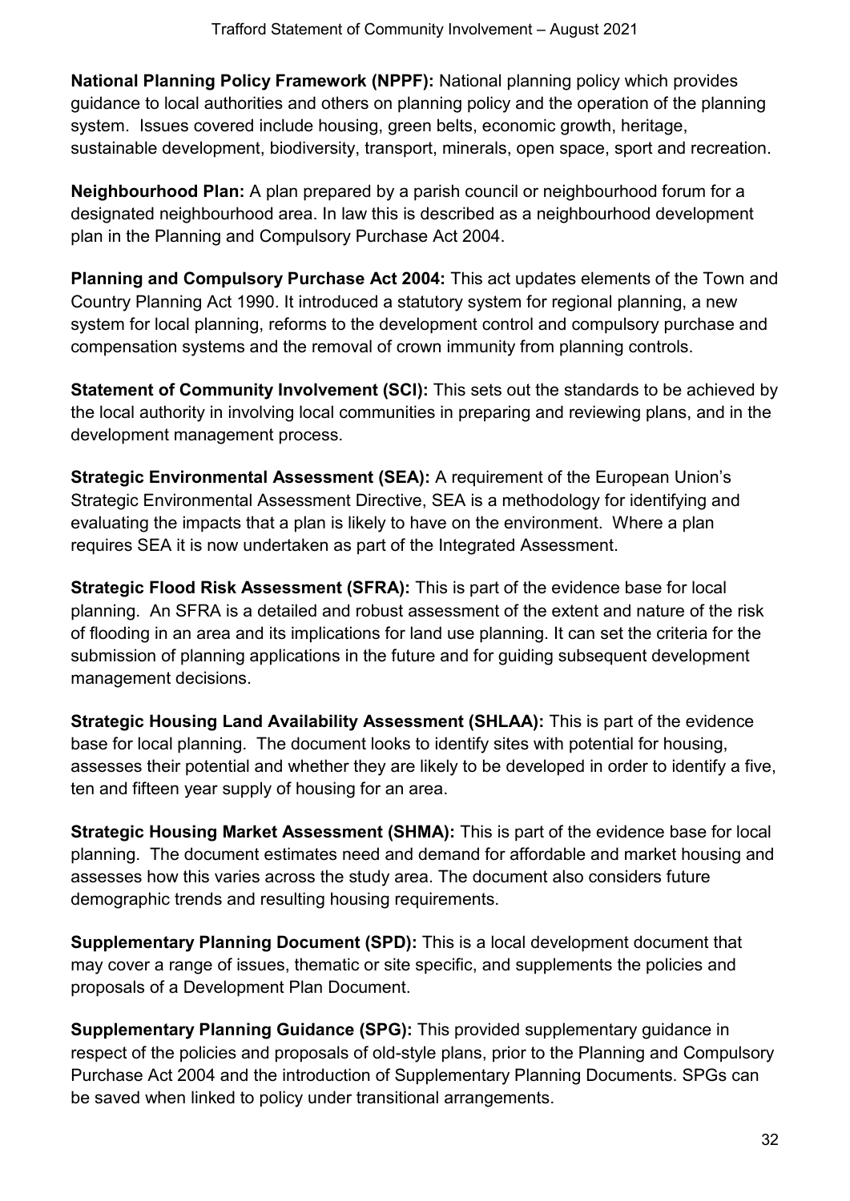**National Planning Policy Framework (NPPF):** National planning policy which provides guidance to local authorities and others on planning policy and the operation of the planning system. Issues covered include housing, green belts, economic growth, heritage, sustainable development, biodiversity, transport, minerals, open space, sport and recreation.

**Neighbourhood Plan:** A plan prepared by a parish council or neighbourhood forum for a designated neighbourhood area. In law this is described as a neighbourhood development plan in the Planning and Compulsory Purchase Act 2004.

**Planning and Compulsory Purchase Act 2004:** This act updates elements of the Town and Country Planning Act 1990. It introduced a statutory system for regional planning, a new system for local planning, reforms to the development control and compulsory purchase and compensation systems and the removal of crown immunity from planning controls.

**Statement of Community Involvement (SCI):** This sets out the standards to be achieved by the local authority in involving local communities in preparing and reviewing plans, and in the development management process.

**Strategic Environmental Assessment (SEA):** A requirement of the European Union's Strategic Environmental Assessment Directive, SEA is a methodology for identifying and evaluating the impacts that a plan is likely to have on the environment. Where a plan requires SEA it is now undertaken as part of the Integrated Assessment.

**Strategic Flood Risk Assessment (SFRA):** This is part of the evidence base for local planning. An SFRA is a detailed and robust assessment of the extent and nature of the risk of flooding in an area and its implications for land use planning. It can set the criteria for the submission of planning applications in the future and for guiding subsequent development management decisions.

**Strategic Housing Land Availability Assessment (SHLAA):** This is part of the evidence base for local planning. The document looks to identify sites with potential for housing, assesses their potential and whether they are likely to be developed in order to identify a five, ten and fifteen year supply of housing for an area.

**Strategic Housing Market Assessment (SHMA):** This is part of the evidence base for local planning. The document estimates need and demand for affordable and market housing and assesses how this varies across the study area. The document also considers future demographic trends and resulting housing requirements.

**Supplementary Planning Document (SPD):** This is a local development document that may cover a range of issues, thematic or site specific, and supplements the policies and proposals of a Development Plan Document.

**Supplementary Planning Guidance (SPG):** This provided supplementary guidance in respect of the policies and proposals of old-style plans, prior to the Planning and Compulsory Purchase Act 2004 and the introduction of Supplementary Planning Documents. SPGs can be saved when linked to policy under transitional arrangements.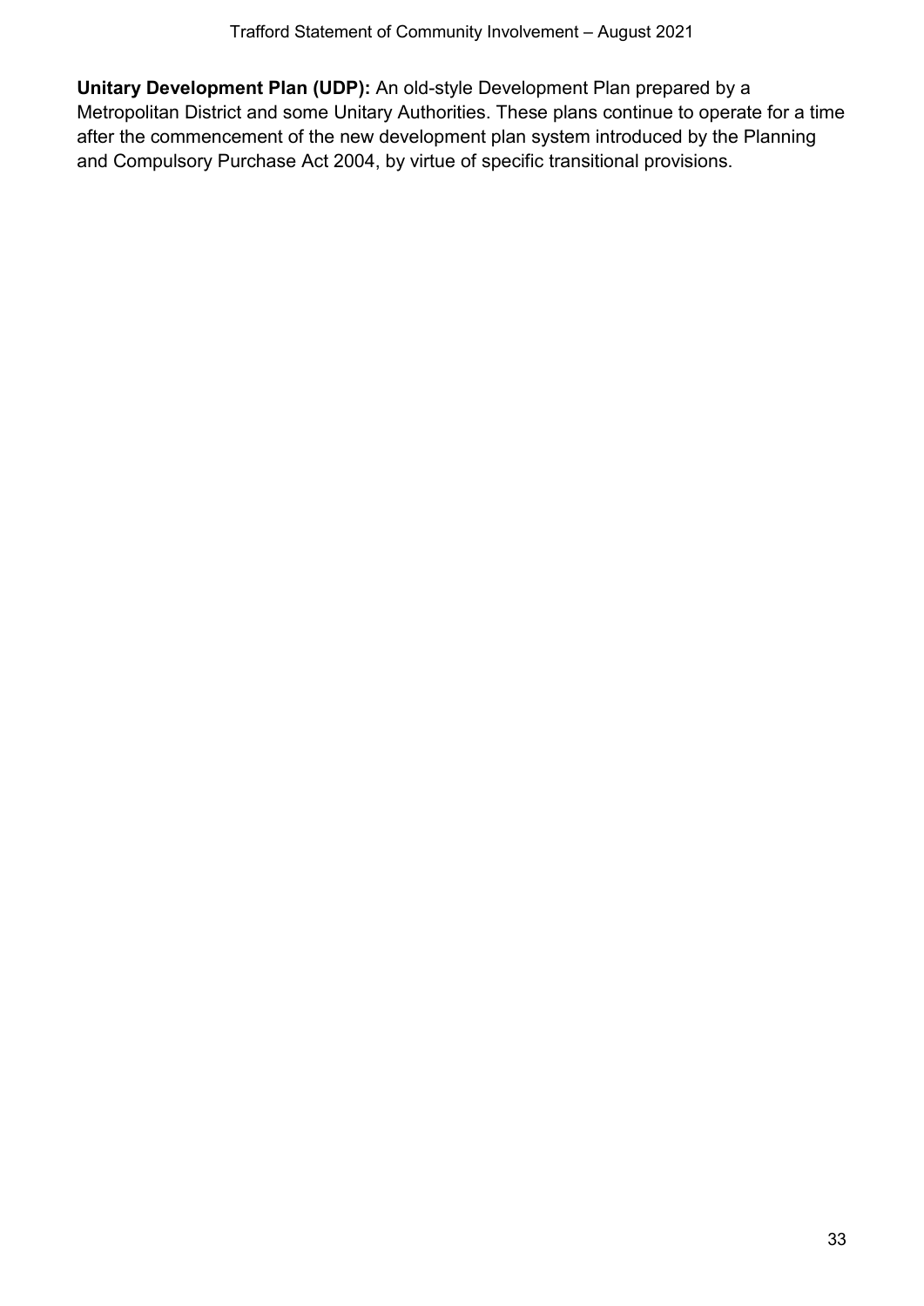**Unitary Development Plan (UDP):** An old-style Development Plan prepared by a Metropolitan District and some Unitary Authorities. These plans continue to operate for a time after the commencement of the new development plan system introduced by the Planning and Compulsory Purchase Act 2004, by virtue of specific transitional provisions.